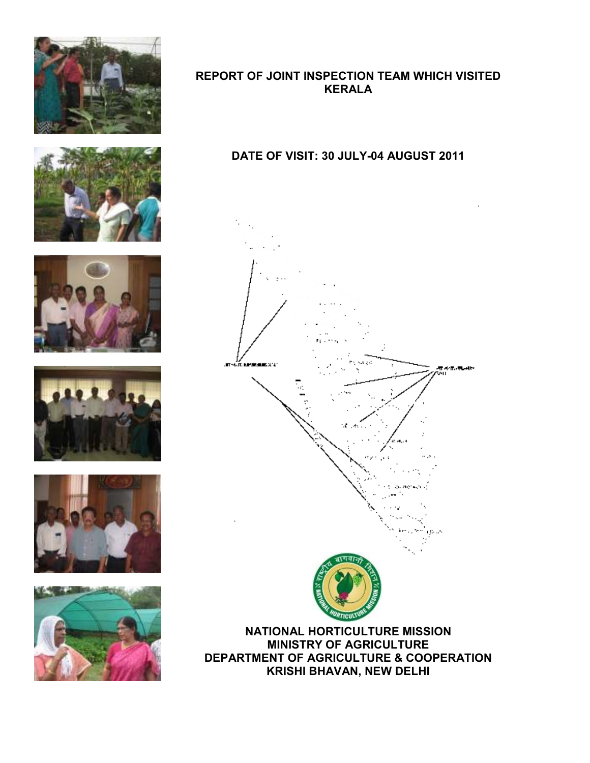# REPORT OF JOINT INSPECTION TEAM WHICH VISITED KERALA

## DATE OF VISIT: 30 JULY-04 AUGUST 2011

**NATIONAL HORTICULTURE MISSION**
**MINISTRY OF AGRICULTURE**
**DEPARTMENT OF AGRICULTURE & COOPERATION**
**KRISHI BHAVAN, NEW DELHI**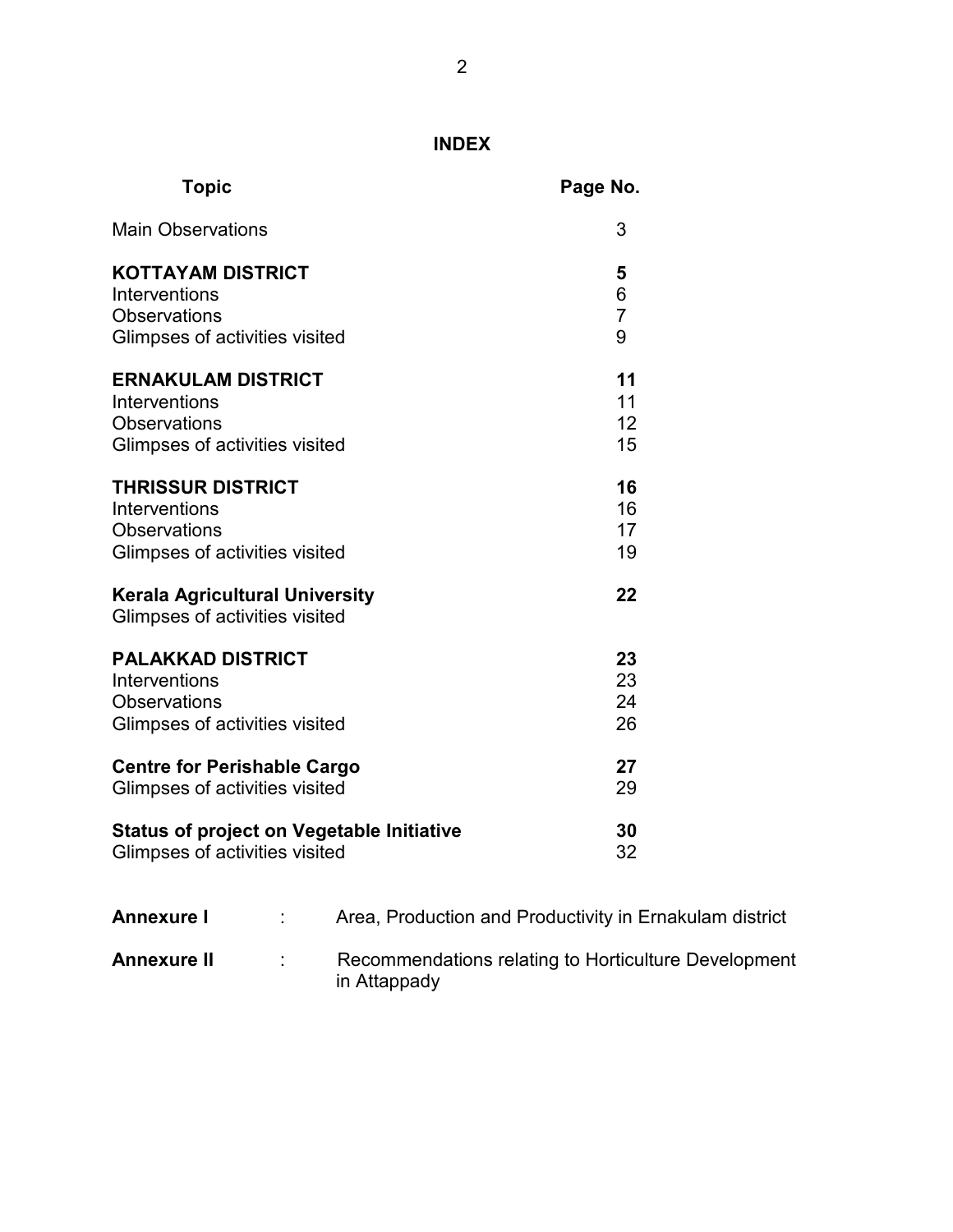# INDEX

| Topic | Page No. |
|---|---|
| Main Observations | 3 |
| **KOTTAYAM DISTRICT** | **5** |
| Interventions | 6 |
| Observations | 7 |
| Glimpses of activities visited | 9 |
| **ERNAKULAM DISTRICT** | **11** |
| Interventions | 11 |
| Observations | 12 |
| Glimpses of activities visited | 15 |
| **THRISSUR DISTRICT** | **16** |
| Interventions | 16 |
| Observations | 17 |
| Glimpses of activities visited | 19 |
| **Kerala Agricultural University** | **22** |
| Glimpses of activities visited | |
| **PALAKKAD DISTRICT** | **23** |
| Interventions | 23 |
| Observations | 24 |
| Glimpses of activities visited | 26 |
| **Centre for Perishable Cargo** | **27** |
| Glimpses of activities visited | 29 |
| **Status of project on Vegetable Initiative** | **30** |
| Glimpses of activities visited | 32 |

**Annexure I** : Area, Production and Productivity in Ernakulam district

**Annexure II** : Recommendations relating to Horticulture Development in Attappady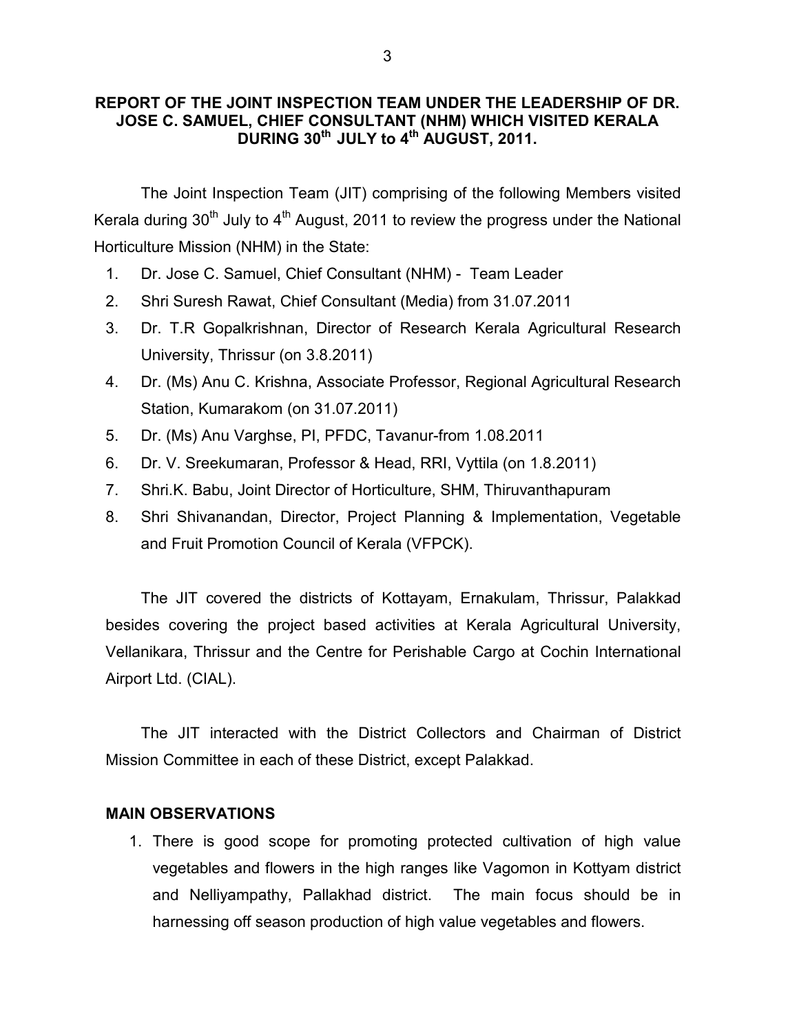# REPORT OF THE JOINT INSPECTION TEAM UNDER THE LEADERSHIP OF DR. JOSE C. SAMUEL, CHIEF CONSULTANT (NHM) WHICH VISITED KERALA DURING 30th JULY to 4th AUGUST, 2011.

The Joint Inspection Team (JIT) comprising of the following Members visited Kerala during 30th July to 4th August, 2011 to review the progress under the National Horticulture Mission (NHM) in the State:

1. Dr. Jose C. Samuel, Chief Consultant (NHM) - Team Leader
2. Shri Suresh Rawat, Chief Consultant (Media) from 31.07.2011
3. Dr. T.R Gopalkrishnan, Director of Research Kerala Agricultural Research University, Thrissur (on 3.8.2011)
4. Dr. (Ms) Anu C. Krishna, Associate Professor, Regional Agricultural Research Station, Kumarakom (on 31.07.2011)
5. Dr. (Ms) Anu Varghse, PI, PFDC, Tavanur-from 1.08.2011
6. Dr. V. Sreekumaran, Professor & Head, RRI, Vyttila (on 1.8.2011)
7. Shri.K. Babu, Joint Director of Horticulture, SHM, Thiruvanthapuram
8. Shri Shivanandan, Director, Project Planning & Implementation, Vegetable and Fruit Promotion Council of Kerala (VFPCK).

The JIT covered the districts of Kottayam, Ernakulam, Thrissur, Palakkad besides covering the project based activities at Kerala Agricultural University, Vellanikara, Thrissur and the Centre for Perishable Cargo at Cochin International Airport Ltd. (CIAL).

The JIT interacted with the District Collectors and Chairman of District Mission Committee in each of these District, except Palakkad.

## MAIN OBSERVATIONS

1. There is good scope for promoting protected cultivation of high value vegetables and flowers in the high ranges like Vagomon in Kottyam district and Nelliyampathy, Pallakhad district. The main focus should be in harnessing off season production of high value vegetables and flowers.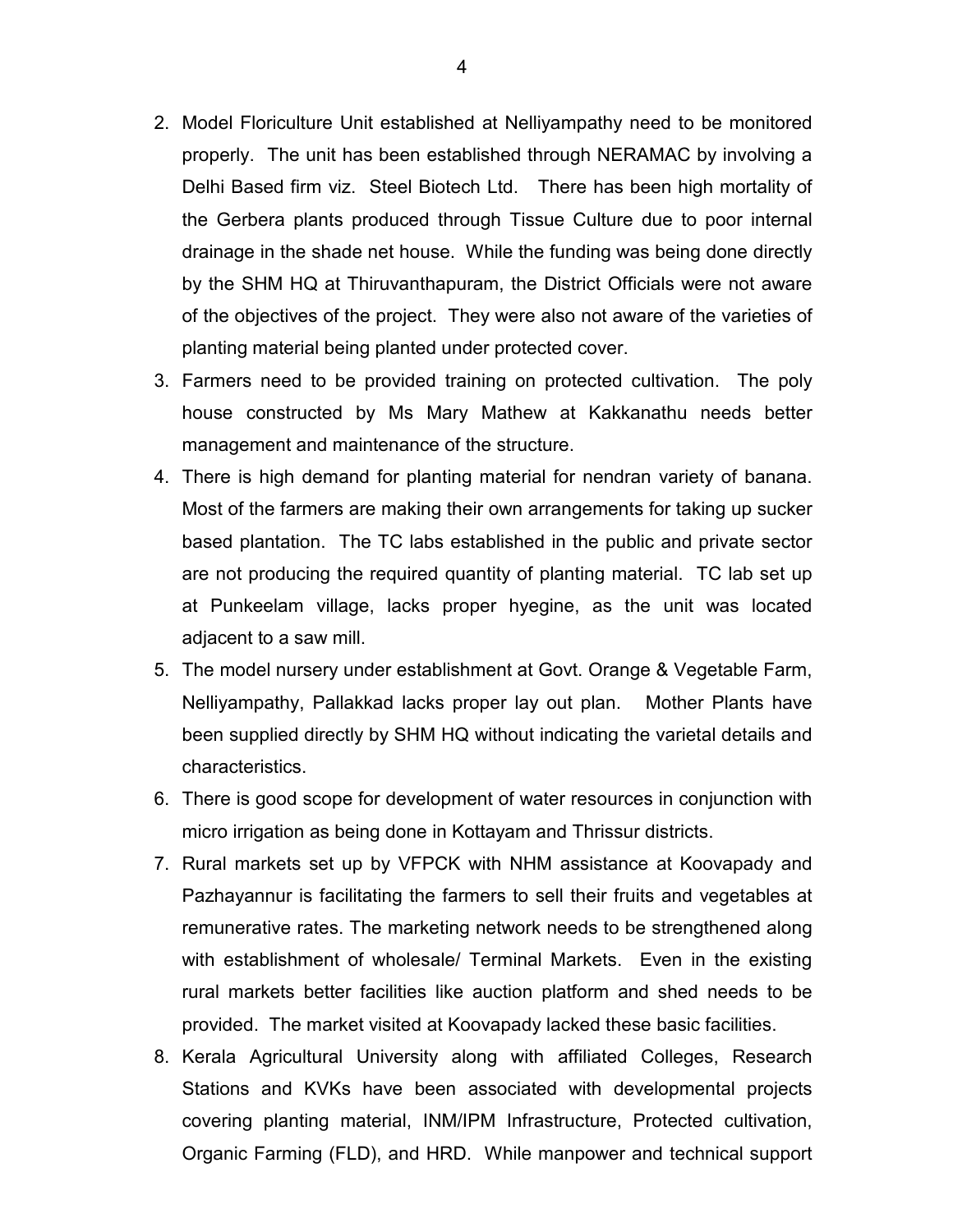2. Model Floriculture Unit established at Nelliyampathy need to be monitored properly. The unit has been established through NERAMAC by involving a Delhi Based firm viz. Steel Biotech Ltd. There has been high mortality of the Gerbera plants produced through Tissue Culture due to poor internal drainage in the shade net house. While the funding was being done directly by the SHM HQ at Thiruvanthapuram, the District Officials were not aware of the objectives of the project. They were also not aware of the varieties of planting material being planted under protected cover.
3. Farmers need to be provided training on protected cultivation. The poly house constructed by Ms Mary Mathew at Kakkanathu needs better management and maintenance of the structure.
4. There is high demand for planting material for nendran variety of banana. Most of the farmers are making their own arrangements for taking up sucker based plantation. The TC labs established in the public and private sector are not producing the required quantity of planting material. TC lab set up at Punkeelam village, lacks proper hyegine, as the unit was located adjacent to a saw mill.
5. The model nursery under establishment at Govt. Orange & Vegetable Farm, Nelliyampathy, Pallakkad lacks proper lay out plan. Mother Plants have been supplied directly by SHM HQ without indicating the varietal details and characteristics.
6. There is good scope for development of water resources in conjunction with micro irrigation as being done in Kottayam and Thrissur districts.
7. Rural markets set up by VFPCK with NHM assistance at Koovapady and Pazhayannur is facilitating the farmers to sell their fruits and vegetables at remunerative rates. The marketing network needs to be strengthened along with establishment of wholesale/ Terminal Markets. Even in the existing rural markets better facilities like auction platform and shed needs to be provided. The market visited at Koovapady lacked these basic facilities.
8. Kerala Agricultural University along with affiliated Colleges, Research Stations and KVKs have been associated with developmental projects covering planting material, INM/IPM Infrastructure, Protected cultivation, Organic Farming (FLD), and HRD. While manpower and technical support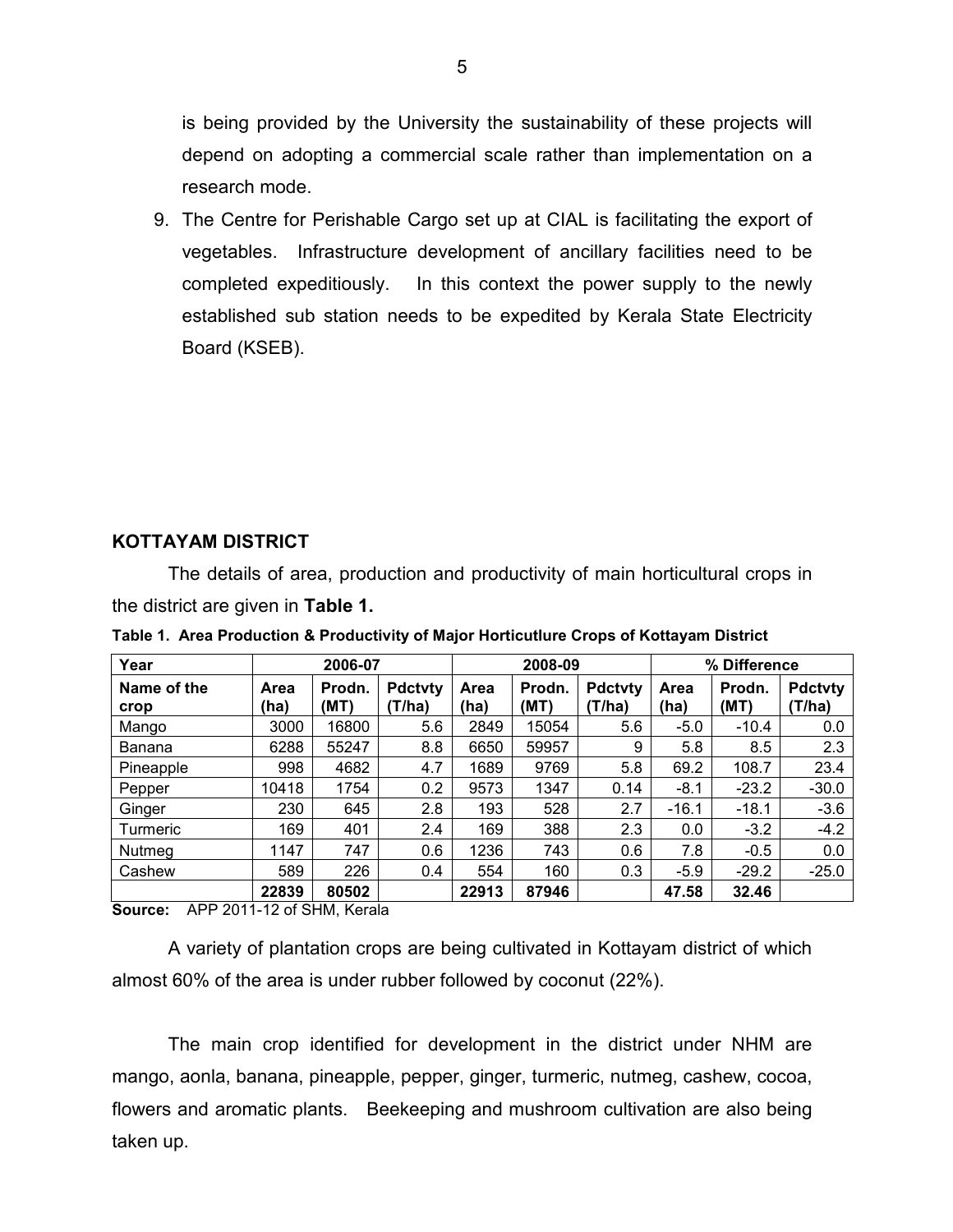is being provided by the University the sustainability of these projects will depend on adopting a commercial scale rather than implementation on a research mode.

9. The Centre for Perishable Cargo set up at CIAL is facilitating the export of vegetables. Infrastructure development of ancillary facilities need to be completed expeditiously. In this context the power supply to the newly established sub station needs to be expedited by Kerala State Electricity Board (KSEB).

## KOTTAYAM DISTRICT

The details of area, production and productivity of main horticultural crops in the district are given in **Table 1.**

**Table 1. Area Production & Productivity of Major Horticutlure Crops of Kottayam District**

| Year | 2006-07 | | | 2008-09 | | | % Difference | | |
|---|---|---|---|---|---|---|---|---|---|
| Name of the crop | Area (ha) | Prodn. (MT) | Pdctvty (T/ha) | Area (ha) | Prodn. (MT) | Pdctvty (T/ha) | Area (ha) | Prodn. (MT) | Pdctvty (T/ha) |
| Mango | 3000 | 16800 | 5.6 | 2849 | 15054 | 5.6 | -5.0 | -10.4 | 0.0 |
| Banana | 6288 | 55247 | 8.8 | 6650 | 59957 | 9 | 5.8 | 8.5 | 2.3 |
| Pineapple | 998 | 4682 | 4.7 | 1689 | 9769 | 5.8 | 69.2 | 108.7 | 23.4 |
| Pepper | 10418 | 1754 | 0.2 | 9573 | 1347 | 0.14 | -8.1 | -23.2 | -30.0 |
| Ginger | 230 | 645 | 2.8 | 193 | 528 | 2.7 | -16.1 | -18.1 | -3.6 |
| Turmeric | 169 | 401 | 2.4 | 169 | 388 | 2.3 | 0.0 | -3.2 | -4.2 |
| Nutmeg | 1147 | 747 | 0.6 | 1236 | 743 | 0.6 | 7.8 | -0.5 | 0.0 |
| Cashew | 589 | 226 | 0.4 | 554 | 160 | 0.3 | -5.9 | -29.2 | -25.0 |
| | **22839** | **80502** | | **22913** | **87946** | | **47.58** | **32.46** | |

**Source:** APP 2011-12 of SHM, Kerala

A variety of plantation crops are being cultivated in Kottayam district of which almost 60% of the area is under rubber followed by coconut (22%).

The main crop identified for development in the district under NHM are mango, aonla, banana, pineapple, pepper, ginger, turmeric, nutmeg, cashew, cocoa, flowers and aromatic plants. Beekeeping and mushroom cultivation are also being taken up.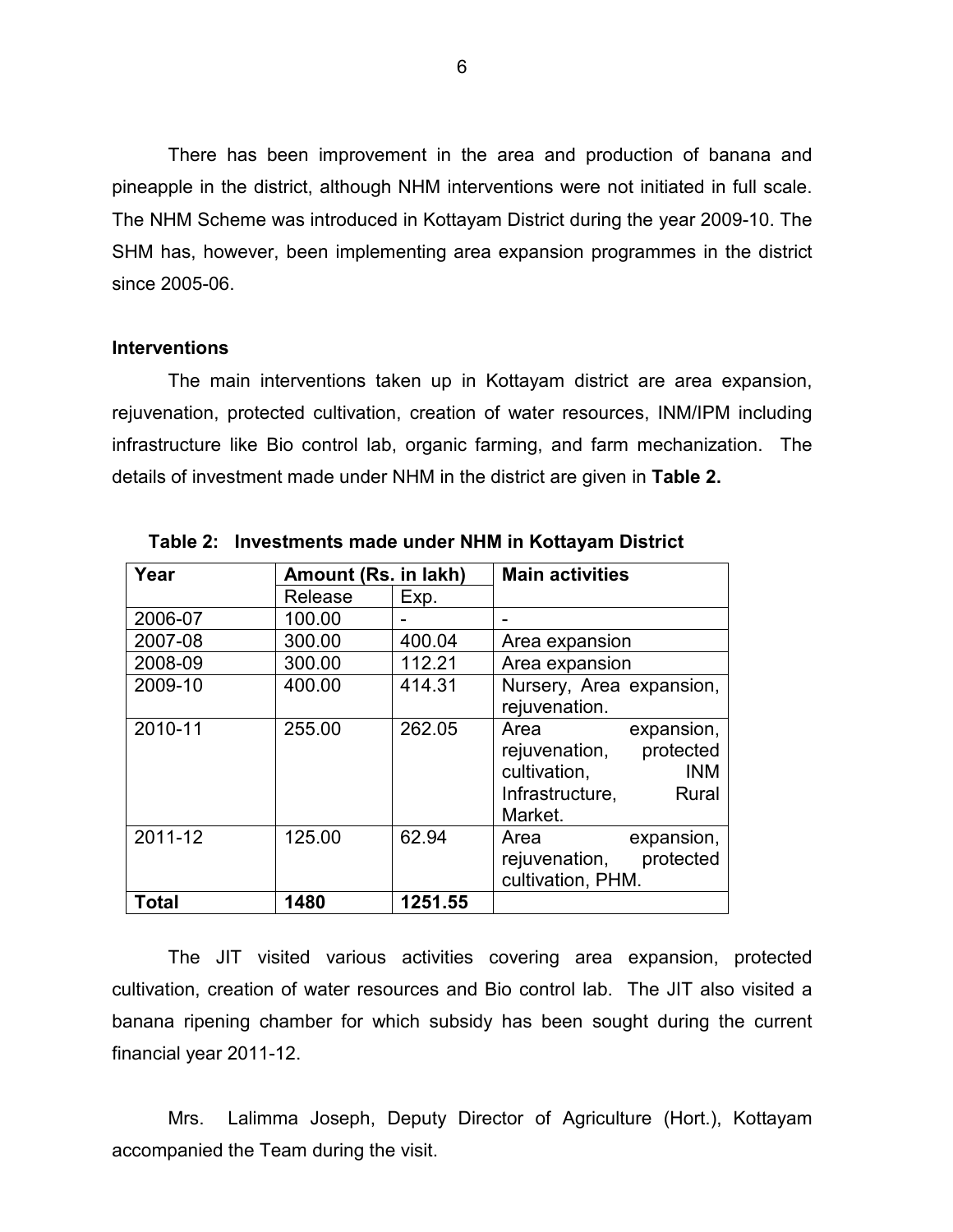There has been improvement in the area and production of banana and pineapple in the district, although NHM interventions were not initiated in full scale. The NHM Scheme was introduced in Kottayam District during the year 2009-10. The SHM has, however, been implementing area expansion programmes in the district since 2005-06.

**Interventions**

The main interventions taken up in Kottayam district are area expansion, rejuvenation, protected cultivation, creation of water resources, INM/IPM including infrastructure like Bio control lab, organic farming, and farm mechanization. The details of investment made under NHM in the district are given in **Table 2.**

**Table 2: Investments made under NHM in Kottayam District**

| Year | Amount (Rs. in lakh) | | Main activities |
|---|---|---|---|
| | Release | Exp. | |
| 2006-07 | 100.00 | - | - |
| 2007-08 | 300.00 | 400.04 | Area expansion |
| 2008-09 | 300.00 | 112.21 | Area expansion |
| 2009-10 | 400.00 | 414.31 | Nursery, Area expansion, rejuvenation. |
| 2010-11 | 255.00 | 262.05 | Area expansion, rejuvenation, protected cultivation, INM Infrastructure, Rural Market. |
| 2011-12 | 125.00 | 62.94 | Area expansion, rejuvenation, protected cultivation, PHM. |
| **Total** | **1480** | **1251.55** | |

The JIT visited various activities covering area expansion, protected cultivation, creation of water resources and Bio control lab. The JIT also visited a banana ripening chamber for which subsidy has been sought during the current financial year 2011-12.

Mrs. Lalimma Joseph, Deputy Director of Agriculture (Hort.), Kottayam accompanied the Team during the visit.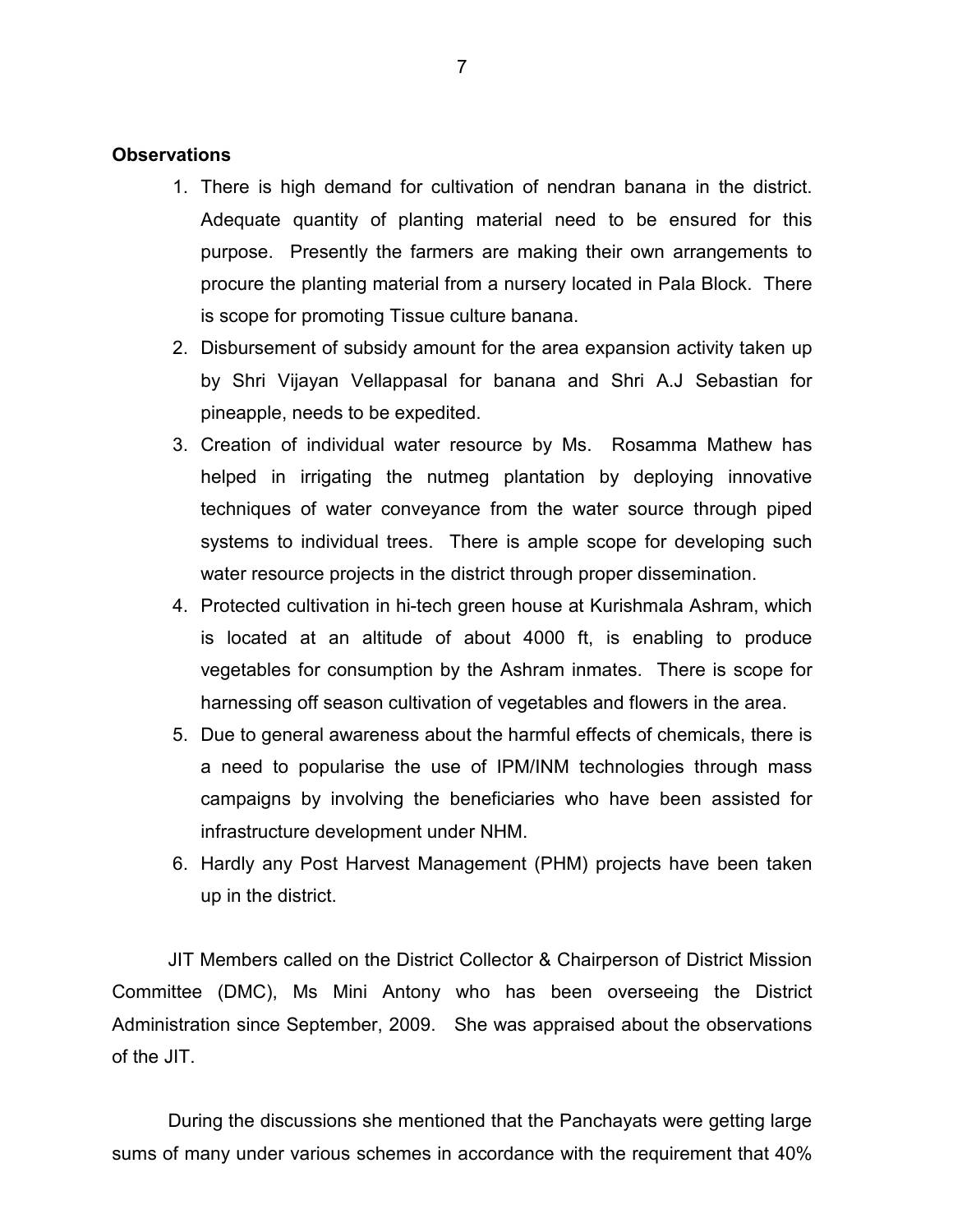**Observations**

1. There is high demand for cultivation of nendran banana in the district. Adequate quantity of planting material need to be ensured for this purpose. Presently the farmers are making their own arrangements to procure the planting material from a nursery located in Pala Block. There is scope for promoting Tissue culture banana.
2. Disbursement of subsidy amount for the area expansion activity taken up by Shri Vijayan Vellappasal for banana and Shri A.J Sebastian for pineapple, needs to be expedited.
3. Creation of individual water resource by Ms. Rosamma Mathew has helped in irrigating the nutmeg plantation by deploying innovative techniques of water conveyance from the water source through piped systems to individual trees. There is ample scope for developing such water resource projects in the district through proper dissemination.
4. Protected cultivation in hi-tech green house at Kurishmala Ashram, which is located at an altitude of about 4000 ft, is enabling to produce vegetables for consumption by the Ashram inmates. There is scope for harnessing off season cultivation of vegetables and flowers in the area.
5. Due to general awareness about the harmful effects of chemicals, there is a need to popularise the use of IPM/INM technologies through mass campaigns by involving the beneficiaries who have been assisted for infrastructure development under NHM.
6. Hardly any Post Harvest Management (PHM) projects have been taken up in the district.

JIT Members called on the District Collector & Chairperson of District Mission Committee (DMC), Ms Mini Antony who has been overseeing the District Administration since September, 2009. She was appraised about the observations of the JIT.

During the discussions she mentioned that the Panchayats were getting large sums of many under various schemes in accordance with the requirement that 40%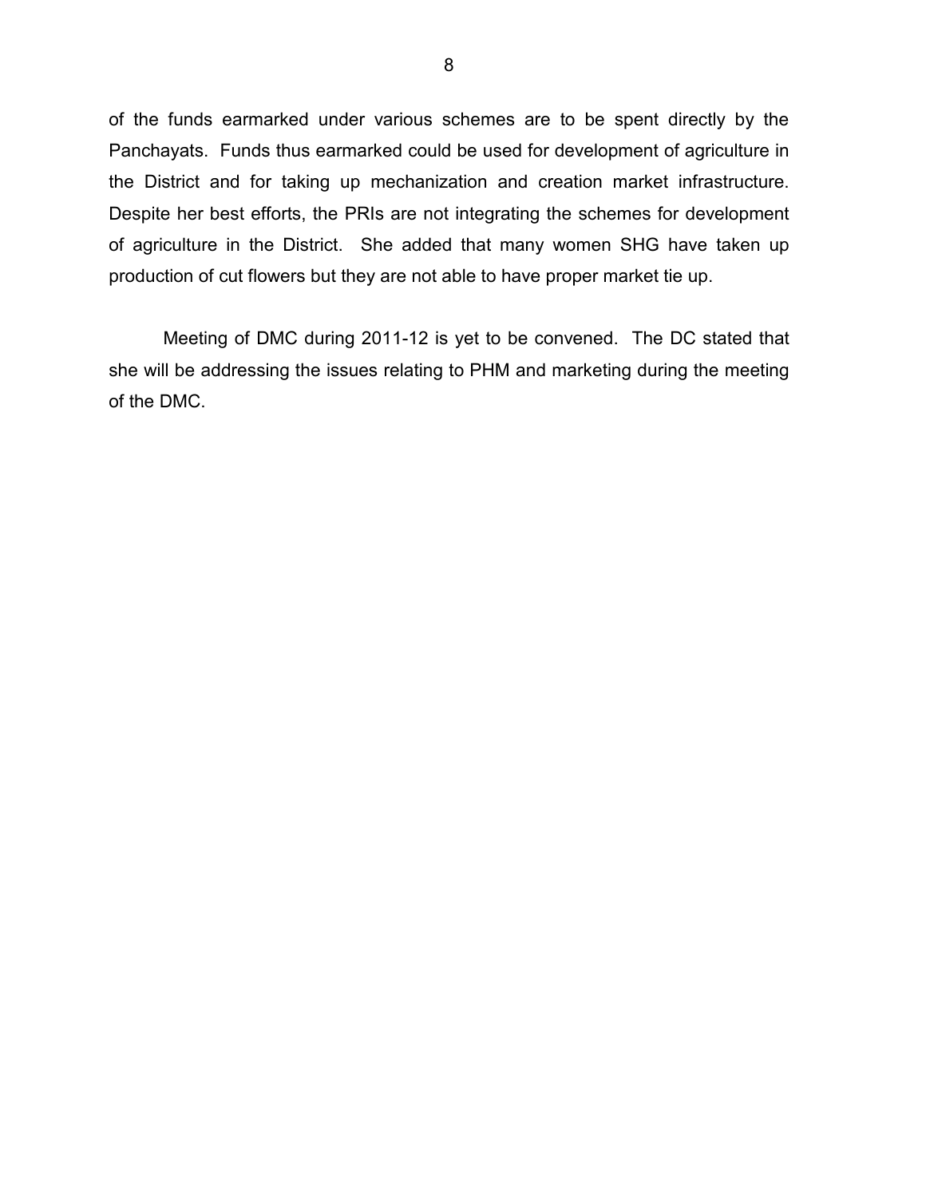of the funds earmarked under various schemes are to be spent directly by the Panchayats. Funds thus earmarked could be used for development of agriculture in the District and for taking up mechanization and creation market infrastructure. Despite her best efforts, the PRIs are not integrating the schemes for development of agriculture in the District. She added that many women SHG have taken up production of cut flowers but they are not able to have proper market tie up.

Meeting of DMC during 2011-12 is yet to be convened. The DC stated that she will be addressing the issues relating to PHM and marketing during the meeting of the DMC.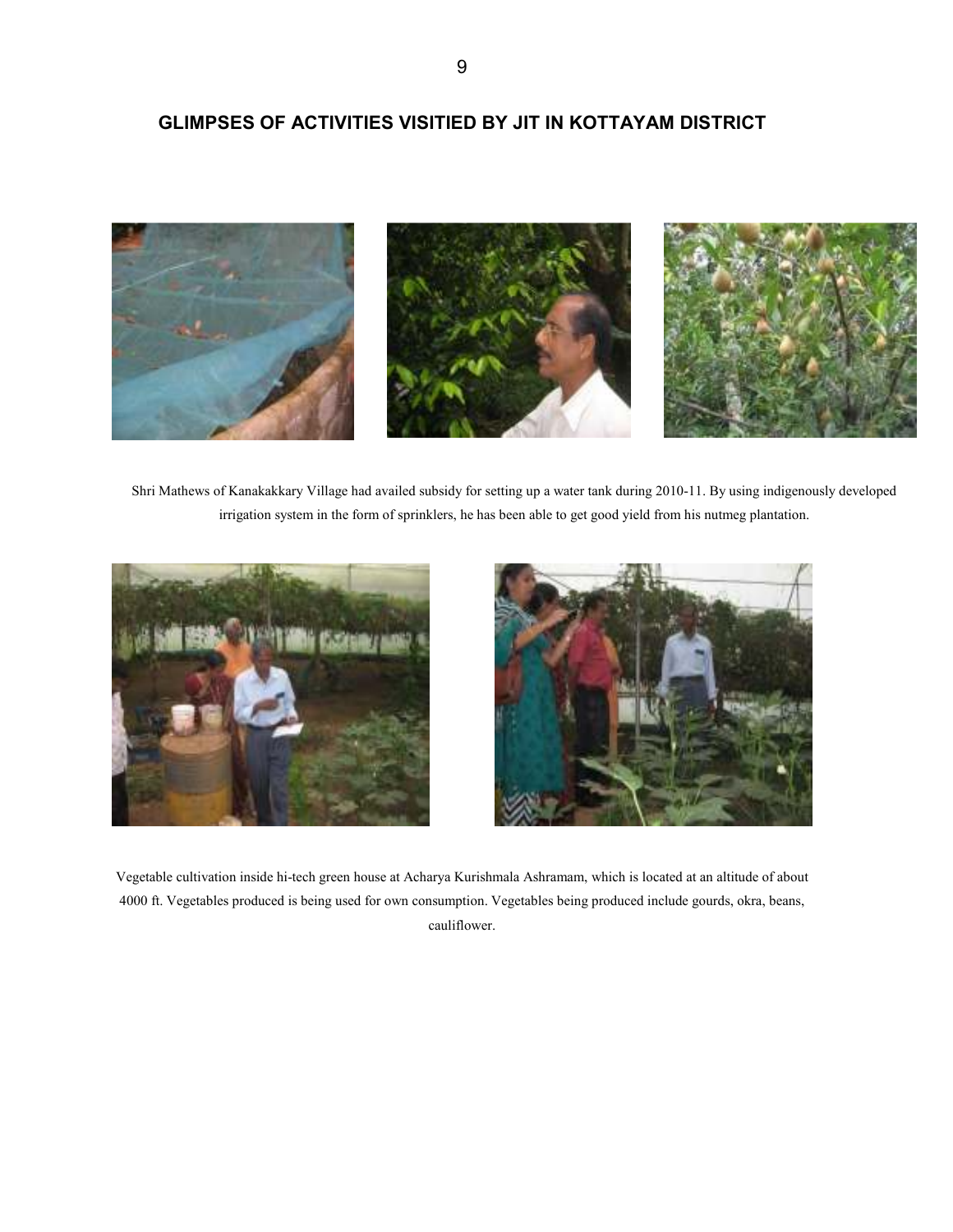## GLIMPSES OF ACTIVITIES VISITIED BY JIT IN KOTTAYAM DISTRICT

Shri Mathews of Kanakakkary Village had availed subsidy for setting up a water tank during 2010-11. By using indigenously developed irrigation system in the form of sprinklers, he has been able to get good yield from his nutmeg plantation.

Vegetable cultivation inside hi-tech green house at Acharya Kurishmala Ashramam, which is located at an altitude of about 4000 ft. Vegetables produced is being used for own consumption. Vegetables being produced include gourds, okra, beans, cauliflower.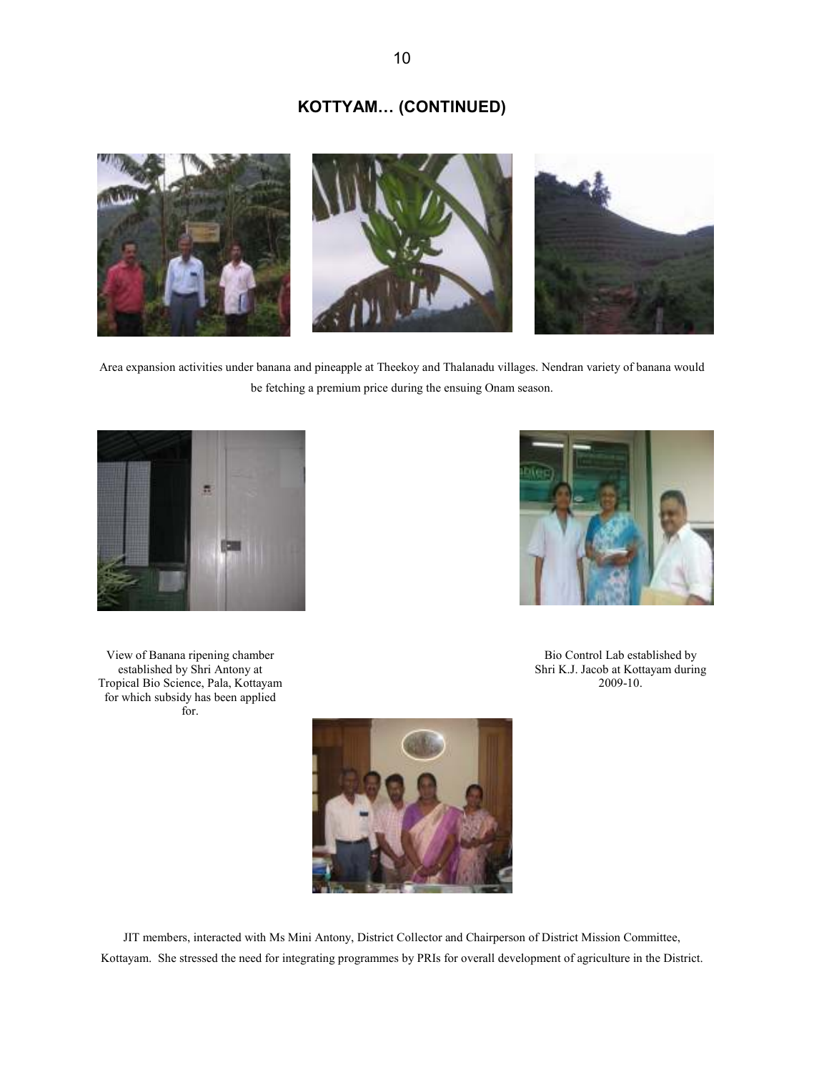## KOTTYAM… (CONTINUED)

Area expansion activities under banana and pineapple at Theekoy and Thalanadu villages. Nendran variety of banana would be fetching a premium price during the ensuing Onam season.

View of Banana ripening chamber established by Shri Antony at Tropical Bio Science, Pala, Kottayam for which subsidy has been applied for.

Bio Control Lab established by Shri K.J. Jacob at Kottayam during 2009-10.

JIT members, interacted with Ms Mini Antony, District Collector and Chairperson of District Mission Committee, Kottayam. She stressed the need for integrating programmes by PRIs for overall development of agriculture in the District.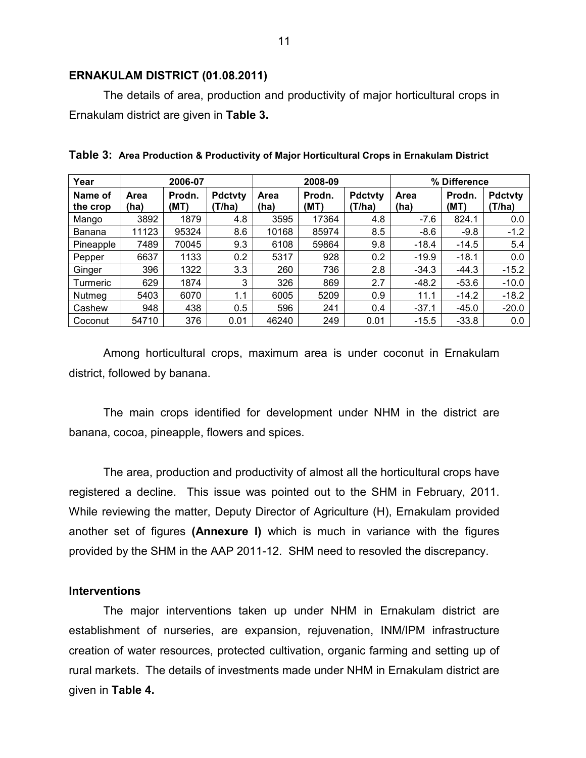**ERNAKULAM DISTRICT (01.08.2011)**

The details of area, production and productivity of major horticultural crops in Ernakulam district are given in **Table 3.**

**Table 3: Area Production & Productivity of Major Horticultural Crops in Ernakulam District**

| Year | 2006-07 | | | 2008-09 | | | % Difference | | |
|---|---|---|---|---|---|---|---|---|---|
| Name of the crop | Area (ha) | Prodn. (MT) | Pdctvty (T/ha) | Area (ha) | Prodn. (MT) | Pdctvty (T/ha) | Area (ha) | Prodn. (MT) | Pdctvty (T/ha) |
| Mango | 3892 | 1879 | 4.8 | 3595 | 17364 | 4.8 | -7.6 | 824.1 | 0.0 |
| Banana | 11123 | 95324 | 8.6 | 10168 | 85974 | 8.5 | -8.6 | -9.8 | -1.2 |
| Pineapple | 7489 | 70045 | 9.3 | 6108 | 59864 | 9.8 | -18.4 | -14.5 | 5.4 |
| Pepper | 6637 | 1133 | 0.2 | 5317 | 928 | 0.2 | -19.9 | -18.1 | 0.0 |
| Ginger | 396 | 1322 | 3.3 | 260 | 736 | 2.8 | -34.3 | -44.3 | -15.2 |
| Turmeric | 629 | 1874 | 3 | 326 | 869 | 2.7 | -48.2 | -53.6 | -10.0 |
| Nutmeg | 5403 | 6070 | 1.1 | 6005 | 5209 | 0.9 | 11.1 | -14.2 | -18.2 |
| Cashew | 948 | 438 | 0.5 | 596 | 241 | 0.4 | -37.1 | -45.0 | -20.0 |
| Coconut | 54710 | 376 | 0.01 | 46240 | 249 | 0.01 | -15.5 | -33.8 | 0.0 |

Among horticultural crops, maximum area is under coconut in Ernakulam district, followed by banana.

The main crops identified for development under NHM in the district are banana, cocoa, pineapple, flowers and spices.

The area, production and productivity of almost all the horticultural crops have registered a decline. This issue was pointed out to the SHM in February, 2011. While reviewing the matter, Deputy Director of Agriculture (H), Ernakulam provided another set of figures **(Annexure I)** which is much in variance with the figures provided by the SHM in the AAP 2011-12. SHM need to resovled the discrepancy.

**Interventions**

The major interventions taken up under NHM in Ernakulam district are establishment of nurseries, are expansion, rejuvenation, INM/IPM infrastructure creation of water resources, protected cultivation, organic farming and setting up of rural markets. The details of investments made under NHM in Ernakulam district are given in **Table 4.**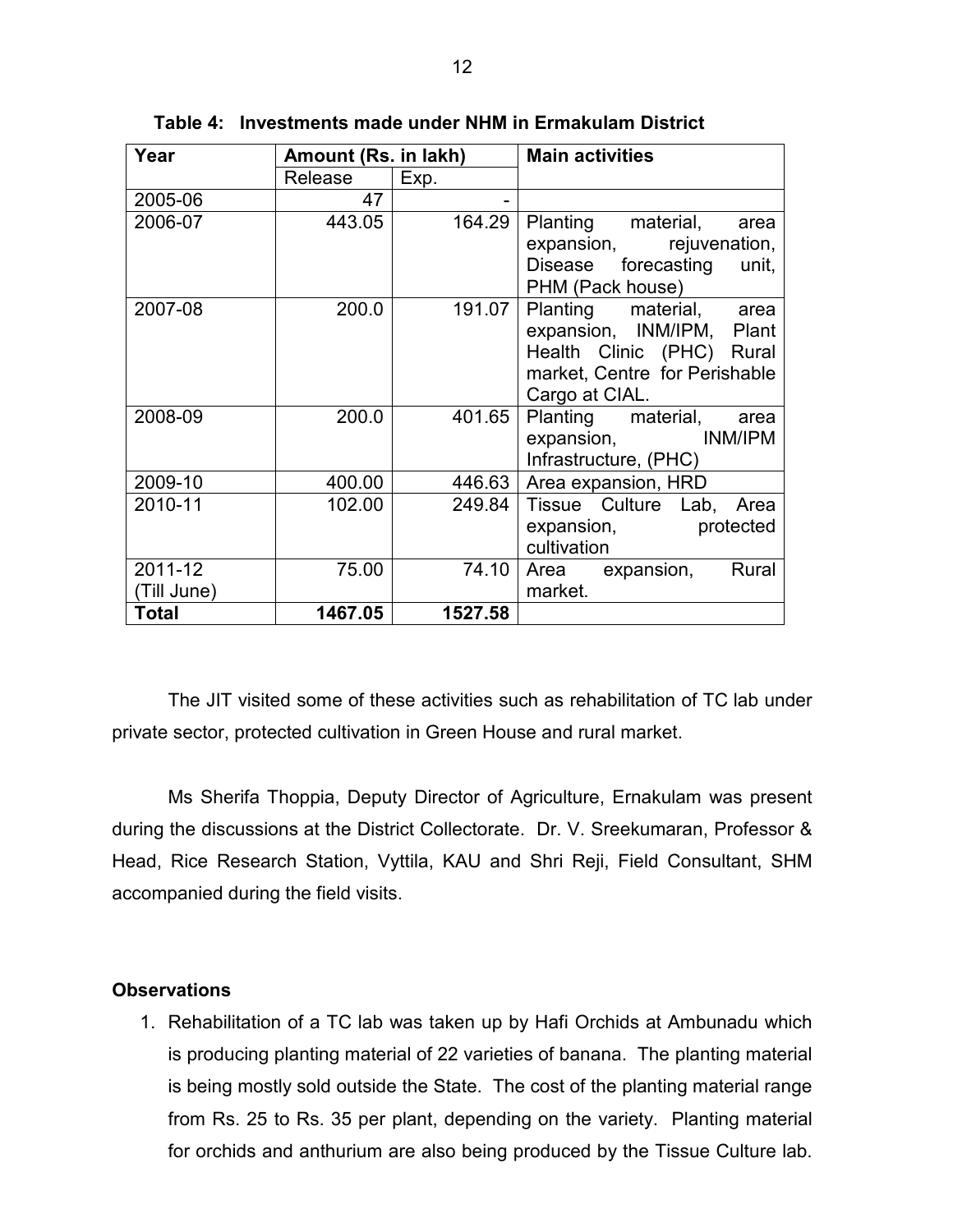**Table 4: Investments made under NHM in Ermakulam District**

| Year | Amount (Rs. in lakh) | | Main activities |
|---|---|---|---|
| | Release | Exp. | |
| 2005-06 | 47 | - | |
| 2006-07 | 443.05 | 164.29 | Planting material, area expansion, rejuvenation, Disease forecasting unit, PHM (Pack house) |
| 2007-08 | 200.0 | 191.07 | Planting material, area expansion, INM/IPM, Plant Health Clinic (PHC) Rural market, Centre for Perishable Cargo at CIAL. |
| 2008-09 | 200.0 | 401.65 | Planting material, area expansion, INM/IPM Infrastructure, (PHC) |
| 2009-10 | 400.00 | 446.63 | Area expansion, HRD |
| 2010-11 | 102.00 | 249.84 | Tissue Culture Lab, Area expansion, protected cultivation |
| 2011-12 (Till June) | 75.00 | 74.10 | Area expansion, Rural market. |
| **Total** | **1467.05** | **1527.58** | |

The JIT visited some of these activities such as rehabilitation of TC lab under private sector, protected cultivation in Green House and rural market.

Ms Sherifa Thoppia, Deputy Director of Agriculture, Ernakulam was present during the discussions at the District Collectorate. Dr. V. Sreekumaran, Professor & Head, Rice Research Station, Vyttila, KAU and Shri Reji, Field Consultant, SHM accompanied during the field visits.

**Observations**

1. Rehabilitation of a TC lab was taken up by Hafi Orchids at Ambunadu which is producing planting material of 22 varieties of banana. The planting material is being mostly sold outside the State. The cost of the planting material range from Rs. 25 to Rs. 35 per plant, depending on the variety. Planting material for orchids and anthurium are also being produced by the Tissue Culture lab.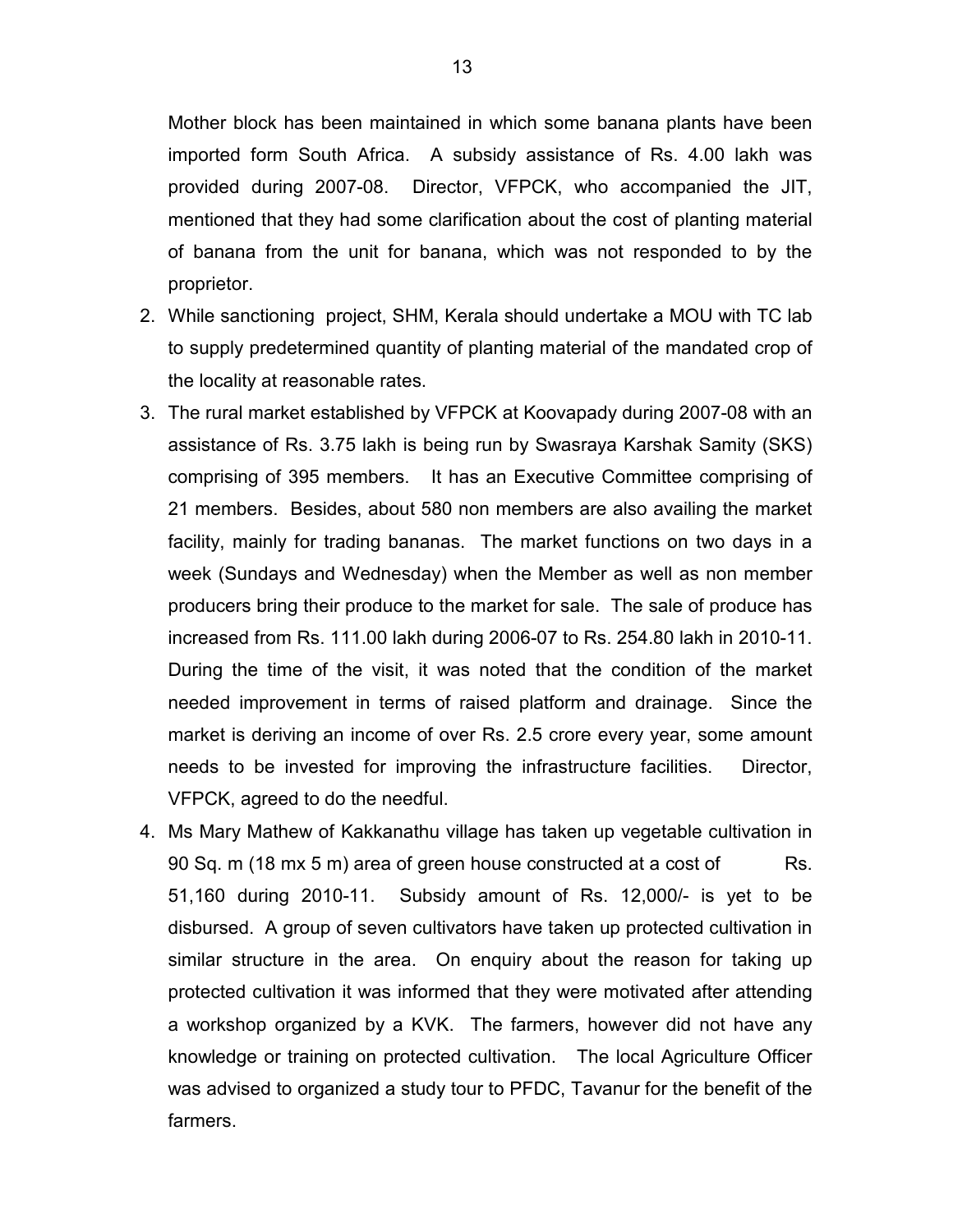Mother block has been maintained in which some banana plants have been imported form South Africa. A subsidy assistance of Rs. 4.00 lakh was provided during 2007-08. Director, VFPCK, who accompanied the JIT, mentioned that they had some clarification about the cost of planting material of banana from the unit for banana, which was not responded to by the proprietor.

2. While sanctioning project, SHM, Kerala should undertake a MOU with TC lab to supply predetermined quantity of planting material of the mandated crop of the locality at reasonable rates.
3. The rural market established by VFPCK at Koovapady during 2007-08 with an assistance of Rs. 3.75 lakh is being run by Swasraya Karshak Samity (SKS) comprising of 395 members. It has an Executive Committee comprising of 21 members. Besides, about 580 non members are also availing the market facility, mainly for trading bananas. The market functions on two days in a week (Sundays and Wednesday) when the Member as well as non member producers bring their produce to the market for sale. The sale of produce has increased from Rs. 111.00 lakh during 2006-07 to Rs. 254.80 lakh in 2010-11. During the time of the visit, it was noted that the condition of the market needed improvement in terms of raised platform and drainage. Since the market is deriving an income of over Rs. 2.5 crore every year, some amount needs to be invested for improving the infrastructure facilities. Director, VFPCK, agreed to do the needful.
4. Ms Mary Mathew of Kakkanathu village has taken up vegetable cultivation in 90 Sq. m (18 mx 5 m) area of green house constructed at a cost of Rs. 51,160 during 2010-11. Subsidy amount of Rs. 12,000/- is yet to be disbursed. A group of seven cultivators have taken up protected cultivation in similar structure in the area. On enquiry about the reason for taking up protected cultivation it was informed that they were motivated after attending a workshop organized by a KVK. The farmers, however did not have any knowledge or training on protected cultivation. The local Agriculture Officer was advised to organized a study tour to PFDC, Tavanur for the benefit of the farmers.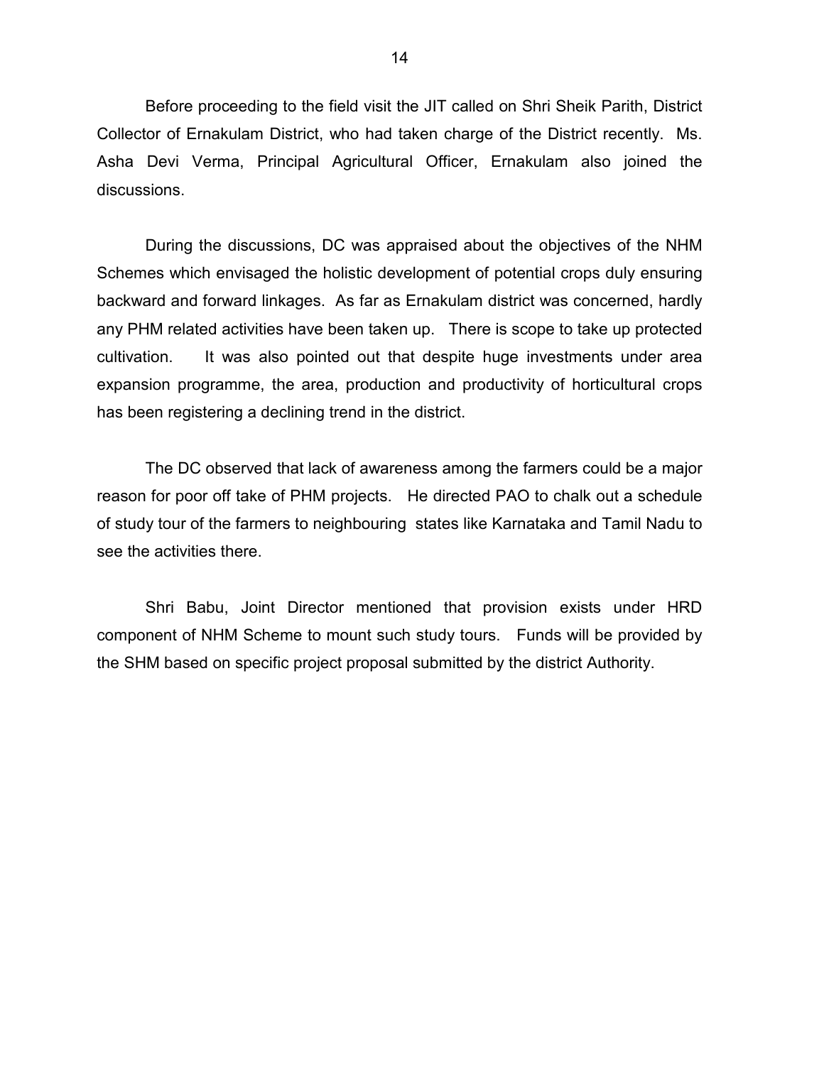Before proceeding to the field visit the JIT called on Shri Sheik Parith, District Collector of Ernakulam District, who had taken charge of the District recently. Ms. Asha Devi Verma, Principal Agricultural Officer, Ernakulam also joined the discussions.

During the discussions, DC was appraised about the objectives of the NHM Schemes which envisaged the holistic development of potential crops duly ensuring backward and forward linkages. As far as Ernakulam district was concerned, hardly any PHM related activities have been taken up. There is scope to take up protected cultivation. It was also pointed out that despite huge investments under area expansion programme, the area, production and productivity of horticultural crops has been registering a declining trend in the district.

The DC observed that lack of awareness among the farmers could be a major reason for poor off take of PHM projects. He directed PAO to chalk out a schedule of study tour of the farmers to neighbouring states like Karnataka and Tamil Nadu to see the activities there.

Shri Babu, Joint Director mentioned that provision exists under HRD component of NHM Scheme to mount such study tours. Funds will be provided by the SHM based on specific project proposal submitted by the district Authority.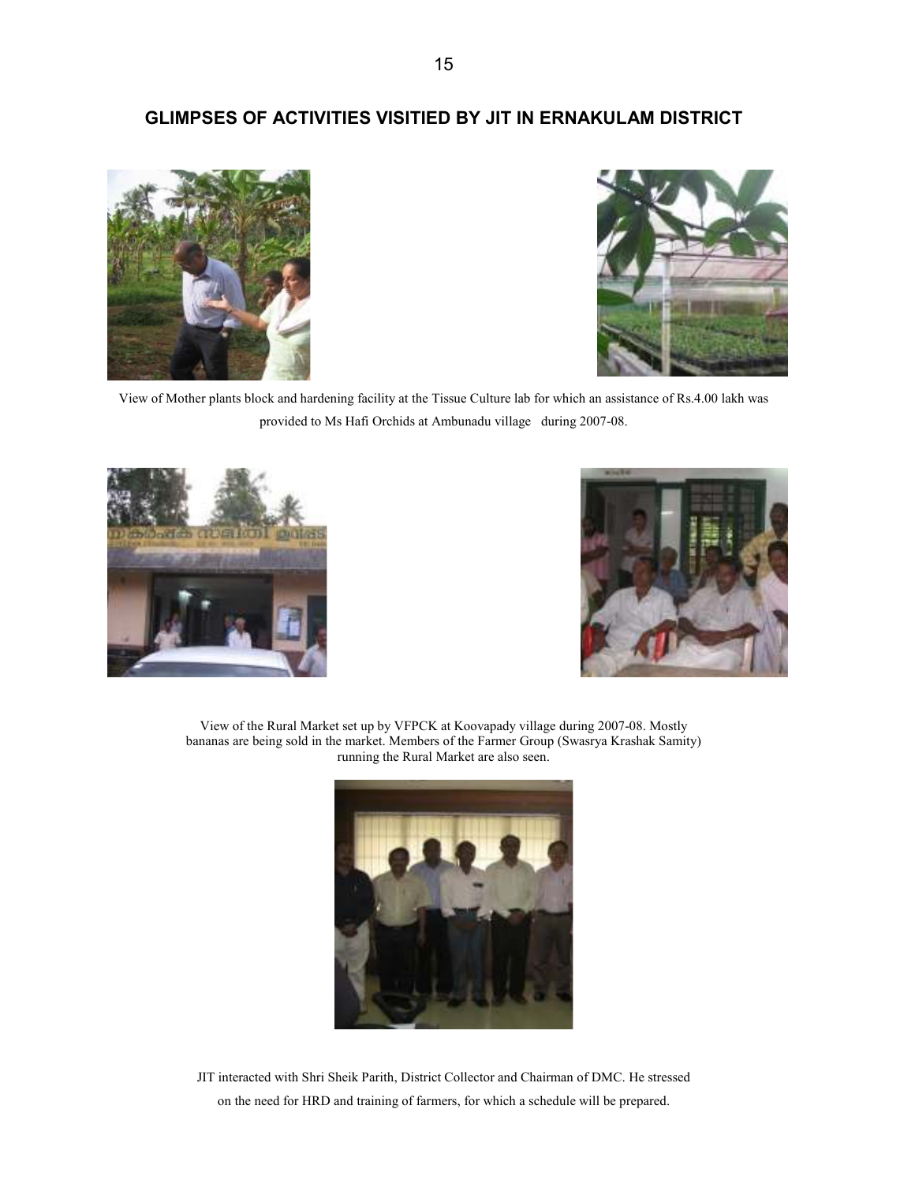## GLIMPSES OF ACTIVITIES VISITIED BY JIT IN ERNAKULAM DISTRICT

View of Mother plants block and hardening facility at the Tissue Culture lab for which an assistance of Rs.4.00 lakh was provided to Ms Hafi Orchids at Ambunadu village during 2007-08.

View of the Rural Market set up by VFPCK at Koovapady village during 2007-08. Mostly bananas are being sold in the market. Members of the Farmer Group (Swasrya Krashak Samity) running the Rural Market are also seen.

JIT interacted with Shri Sheik Parith, District Collector and Chairman of DMC. He stressed on the need for HRD and training of farmers, for which a schedule will be prepared.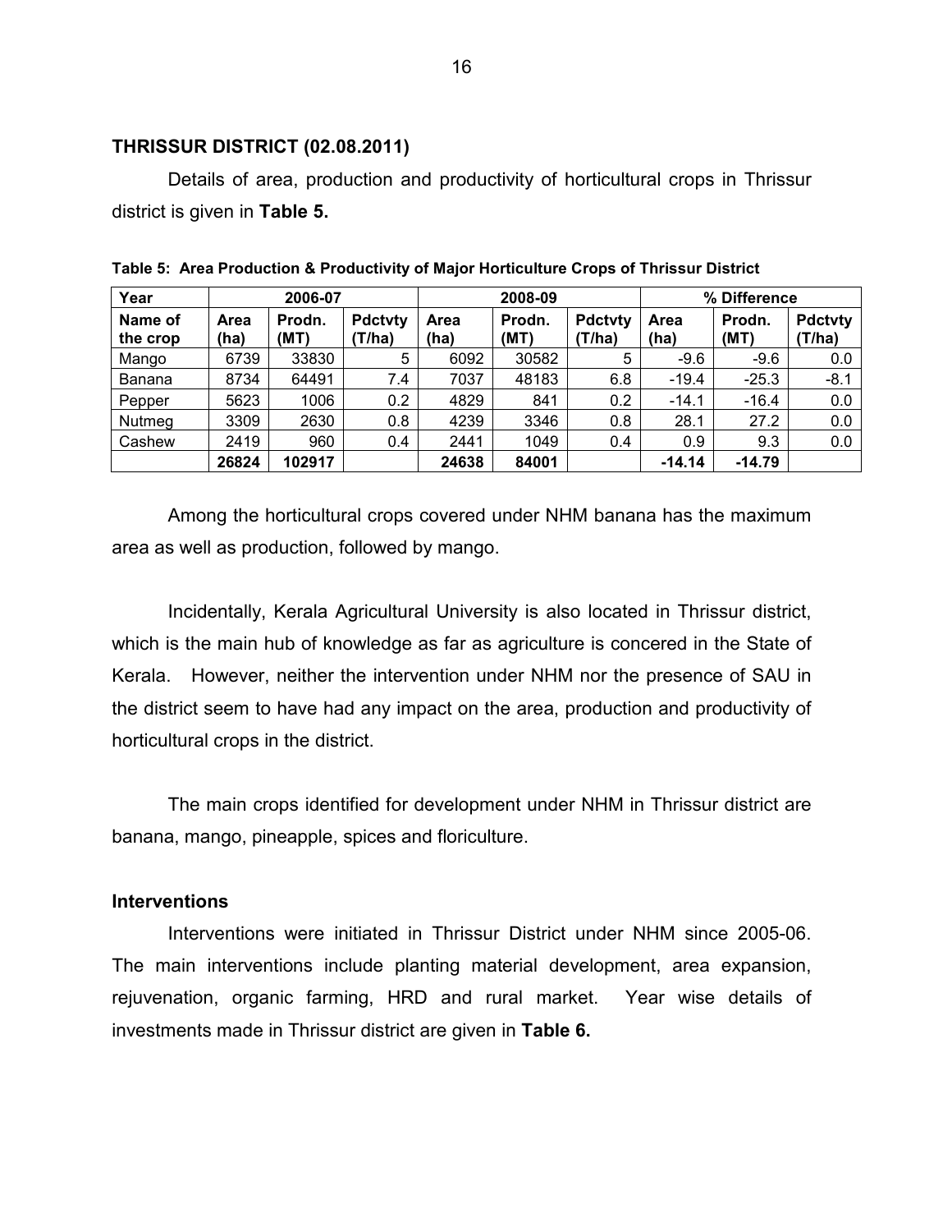## THRISSUR DISTRICT (02.08.2011)

Details of area, production and productivity of horticultural crops in Thrissur district is given in **Table 5.**

**Table 5: Area Production & Productivity of Major Horticulture Crops of Thrissur District**

| Year | 2006-07 | | | 2008-09 | | | % Difference | | |
|---|---|---|---|---|---|---|---|---|---|
| Name of the crop | Area (ha) | Prodn. (MT) | Pdctvty (T/ha) | Area (ha) | Prodn. (MT) | Pdctvty (T/ha) | Area (ha) | Prodn. (MT) | Pdctvty (T/ha) |
| Mango | 6739 | 33830 | 5 | 6092 | 30582 | 5 | -9.6 | -9.6 | 0.0 |
| Banana | 8734 | 64491 | 7.4 | 7037 | 48183 | 6.8 | -19.4 | -25.3 | -8.1 |
| Pepper | 5623 | 1006 | 0.2 | 4829 | 841 | 0.2 | -14.1 | -16.4 | 0.0 |
| Nutmeg | 3309 | 2630 | 0.8 | 4239 | 3346 | 0.8 | 28.1 | 27.2 | 0.0 |
| Cashew | 2419 | 960 | 0.4 | 2441 | 1049 | 0.4 | 0.9 | 9.3 | 0.0 |
| | **26824** | **102917** | | **24638** | **84001** | | **-14.14** | **-14.79** | |

Among the horticultural crops covered under NHM banana has the maximum area as well as production, followed by mango.

Incidentally, Kerala Agricultural University is also located in Thrissur district, which is the main hub of knowledge as far as agriculture is concered in the State of Kerala. However, neither the intervention under NHM nor the presence of SAU in the district seem to have had any impact on the area, production and productivity of horticultural crops in the district.

The main crops identified for development under NHM in Thrissur district are banana, mango, pineapple, spices and floriculture.

### Interventions

Interventions were initiated in Thrissur District under NHM since 2005-06. The main interventions include planting material development, area expansion, rejuvenation, organic farming, HRD and rural market. Year wise details of investments made in Thrissur district are given in **Table 6.**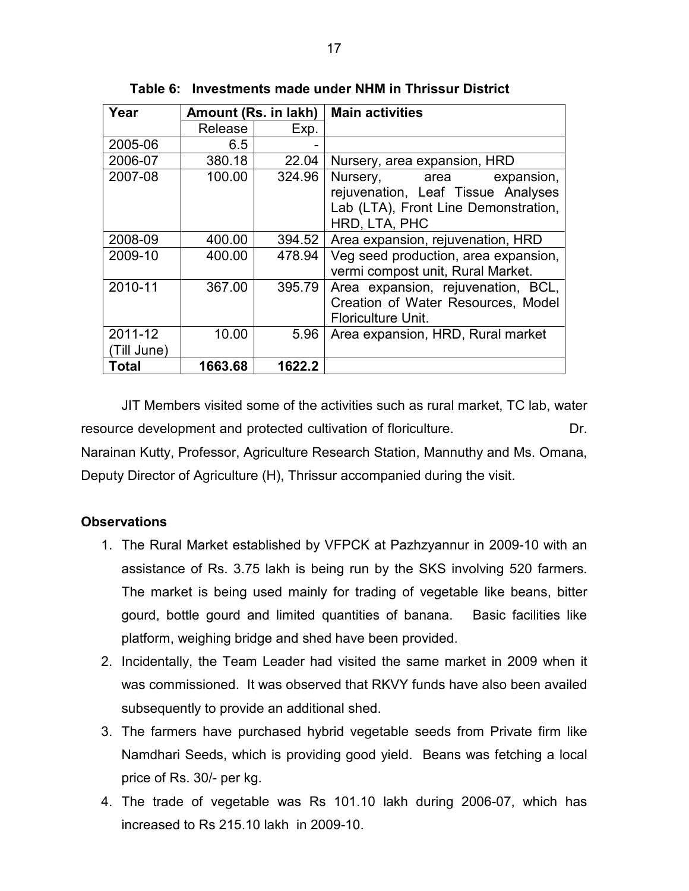**Table 6: Investments made under NHM in Thrissur District**

| Year | Amount (Rs. in lakh) | | Main activities |
|---|---|---|---|
| | Release | Exp. | |
| 2005-06 | 6.5 | - | |
| 2006-07 | 380.18 | 22.04 | Nursery, area expansion, HRD |
| 2007-08 | 100.00 | 324.96 | Nursery, area expansion, rejuvenation, Leaf Tissue Analyses Lab (LTA), Front Line Demonstration, HRD, LTA, PHC |
| 2008-09 | 400.00 | 394.52 | Area expansion, rejuvenation, HRD |
| 2009-10 | 400.00 | 478.94 | Veg seed production, area expansion, vermi compost unit, Rural Market. |
| 2010-11 | 367.00 | 395.79 | Area expansion, rejuvenation, BCL, Creation of Water Resources, Model Floriculture Unit. |
| 2011-12 (Till June) | 10.00 | 5.96 | Area expansion, HRD, Rural market |
| **Total** | **1663.68** | **1622.2** | |

JIT Members visited some of the activities such as rural market, TC lab, water resource development and protected cultivation of floriculture. Dr. Narainan Kutty, Professor, Agriculture Research Station, Mannuthy and Ms. Omana, Deputy Director of Agriculture (H), Thrissur accompanied during the visit.

**Observations**

1. The Rural Market established by VFPCK at Pazhzyannur in 2009-10 with an assistance of Rs. 3.75 lakh is being run by the SKS involving 520 farmers. The market is being used mainly for trading of vegetable like beans, bitter gourd, bottle gourd and limited quantities of banana. Basic facilities like platform, weighing bridge and shed have been provided.
2. Incidentally, the Team Leader had visited the same market in 2009 when it was commissioned. It was observed that RKVY funds have also been availed subsequently to provide an additional shed.
3. The farmers have purchased hybrid vegetable seeds from Private firm like Namdhari Seeds, which is providing good yield. Beans was fetching a local price of Rs. 30/- per kg.
4. The trade of vegetable was Rs 101.10 lakh during 2006-07, which has increased to Rs 215.10 lakh in 2009-10.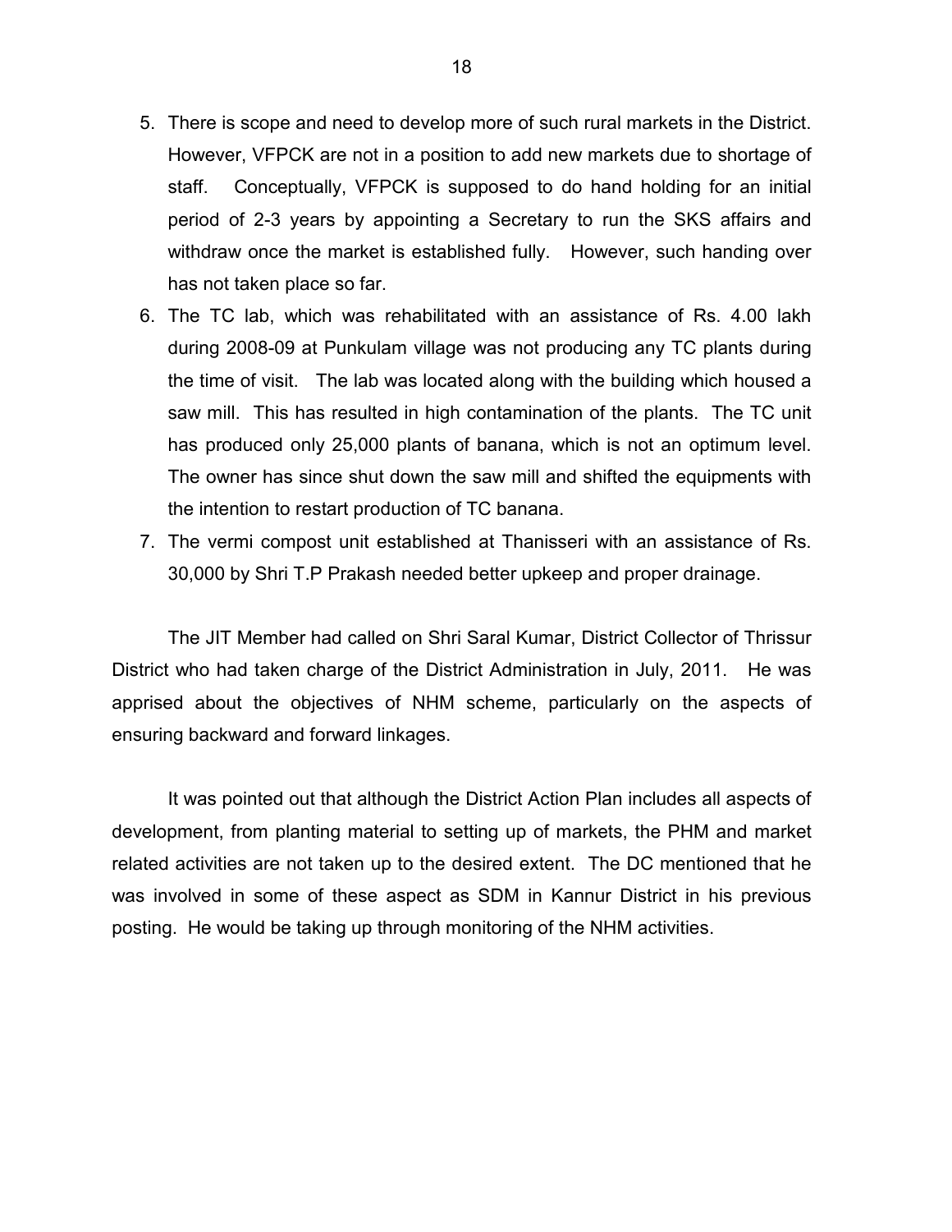5. There is scope and need to develop more of such rural markets in the District. However, VFPCK are not in a position to add new markets due to shortage of staff. Conceptually, VFPCK is supposed to do hand holding for an initial period of 2-3 years by appointing a Secretary to run the SKS affairs and withdraw once the market is established fully. However, such handing over has not taken place so far.
6. The TC lab, which was rehabilitated with an assistance of Rs. 4.00 lakh during 2008-09 at Punkulam village was not producing any TC plants during the time of visit. The lab was located along with the building which housed a saw mill. This has resulted in high contamination of the plants. The TC unit has produced only 25,000 plants of banana, which is not an optimum level. The owner has since shut down the saw mill and shifted the equipments with the intention to restart production of TC banana.
7. The vermi compost unit established at Thanisseri with an assistance of Rs. 30,000 by Shri T.P Prakash needed better upkeep and proper drainage.

The JIT Member had called on Shri Saral Kumar, District Collector of Thrissur District who had taken charge of the District Administration in July, 2011. He was apprised about the objectives of NHM scheme, particularly on the aspects of ensuring backward and forward linkages.

It was pointed out that although the District Action Plan includes all aspects of development, from planting material to setting up of markets, the PHM and market related activities are not taken up to the desired extent. The DC mentioned that he was involved in some of these aspect as SDM in Kannur District in his previous posting. He would be taking up through monitoring of the NHM activities.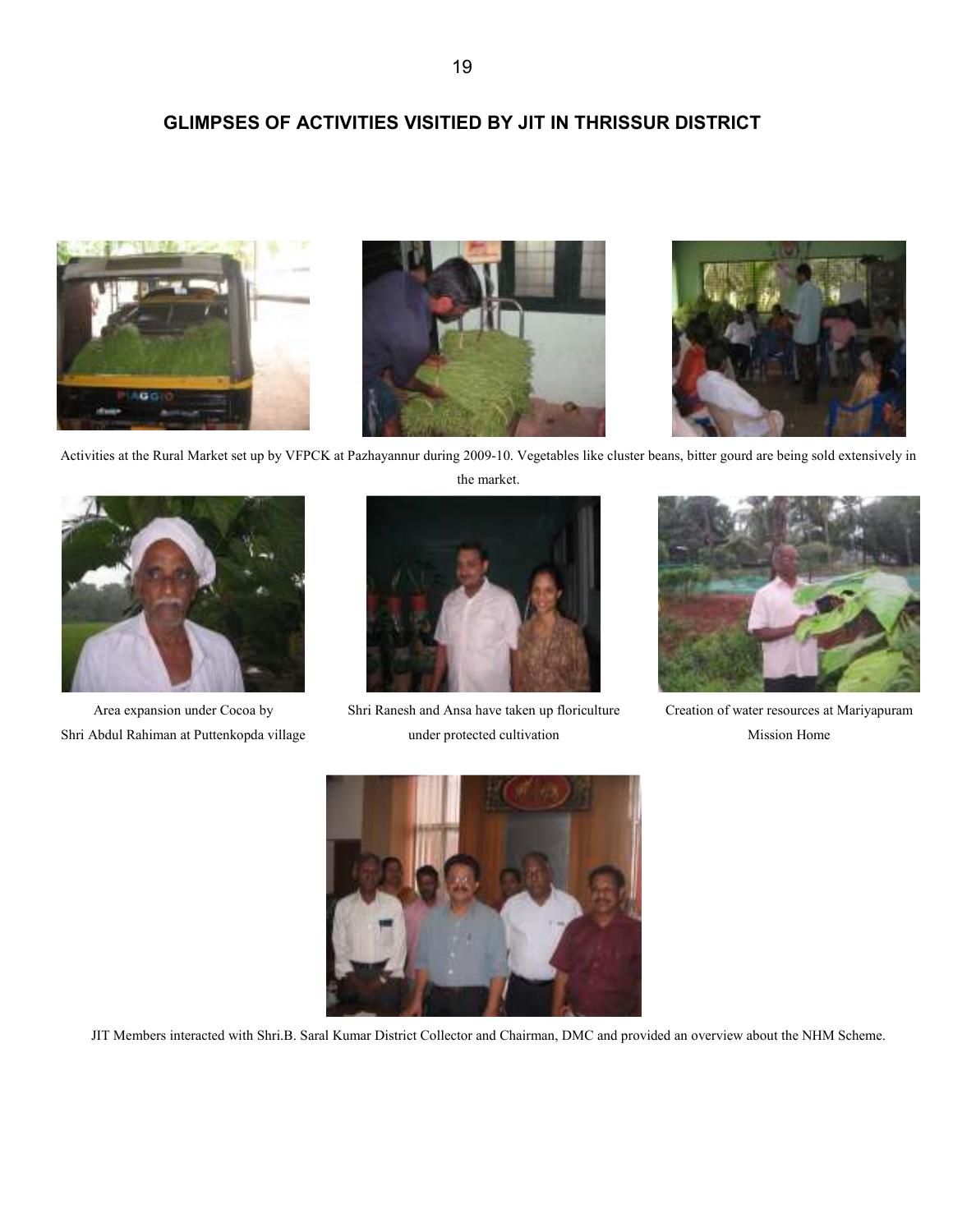## GLIMPSES OF ACTIVITIES VISITIED BY JIT IN THRISSUR DISTRICT

Activities at the Rural Market set up by VFPCK at Pazhayannur during 2009-10. Vegetables like cluster beans, bitter gourd are being sold extensively in the market.

Area expansion under Cocoa by Shri Abdul Rahiman at Puttenkopda village

Shri Ranesh and Ansa have taken up floriculture under protected cultivation

Creation of water resources at Mariyapuram Mission Home

JIT Members interacted with Shri.B. Saral Kumar District Collector and Chairman, DMC and provided an overview about the NHM Scheme.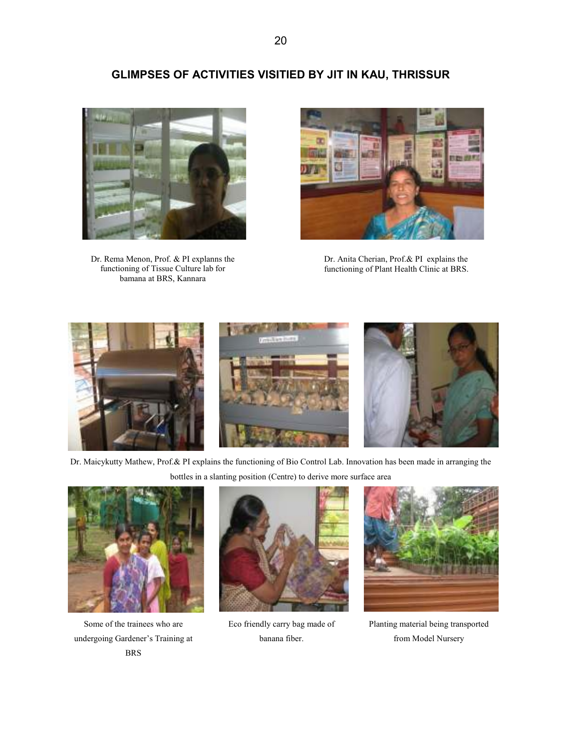## GLIMPSES OF ACTIVITIES VISITIED BY JIT IN KAU, THRISSUR

Dr. Rema Menon, Prof. & PI explanns the functioning of Tissue Culture lab for bamana at BRS, Kannara

Dr. Anita Cherian, Prof.& PI explains the functioning of Plant Health Clinic at BRS.

Dr. Maicykutty Mathew, Prof.& PI explains the functioning of Bio Control Lab. Innovation has been made in arranging the bottles in a slanting position (Centre) to derive more surface area

Some of the trainees who are undergoing Gardener's Training at BRS

Eco friendly carry bag made of banana fiber.

Planting material being transported from Model Nursery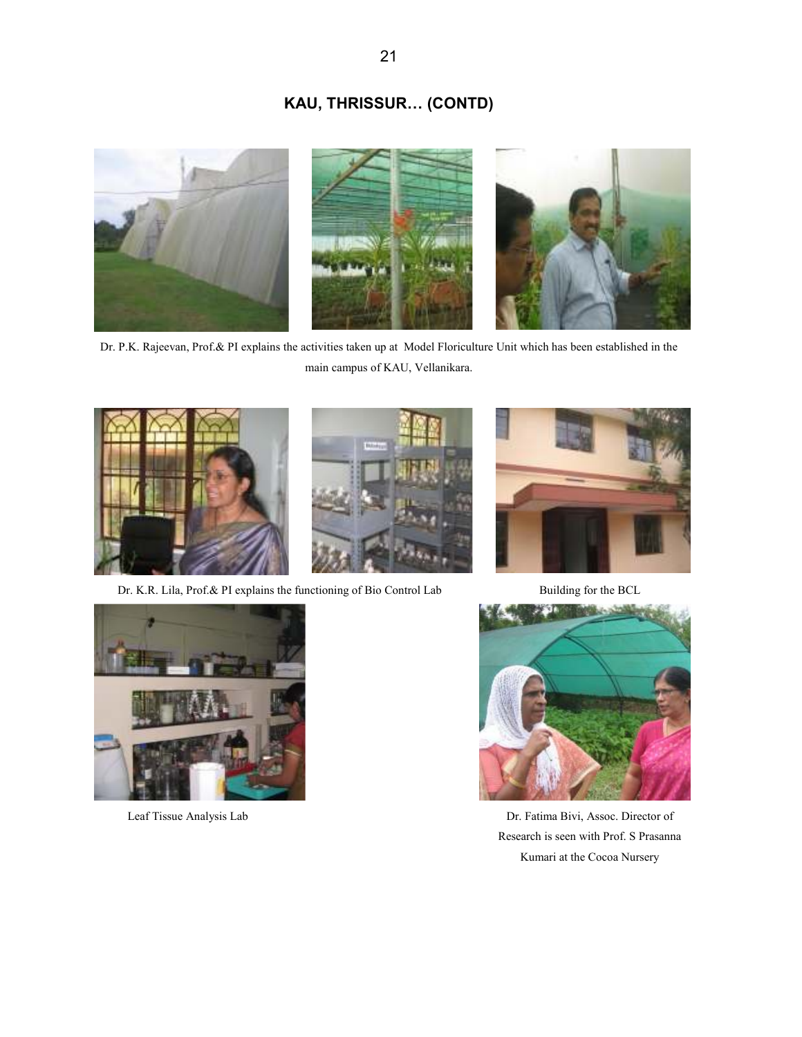## KAU, THRISSUR… (CONTD)

Dr. P.K. Rajeevan, Prof.& PI explains the activities taken up at Model Floriculture Unit which has been established in the main campus of KAU, Vellanikara.

Dr. K.R. Lila, Prof.& PI explains the functioning of Bio Control Lab

Building for the BCL

Leaf Tissue Analysis Lab

Dr. Fatima Bivi, Assoc. Director of Research is seen with Prof. S Prasanna Kumari at the Cocoa Nursery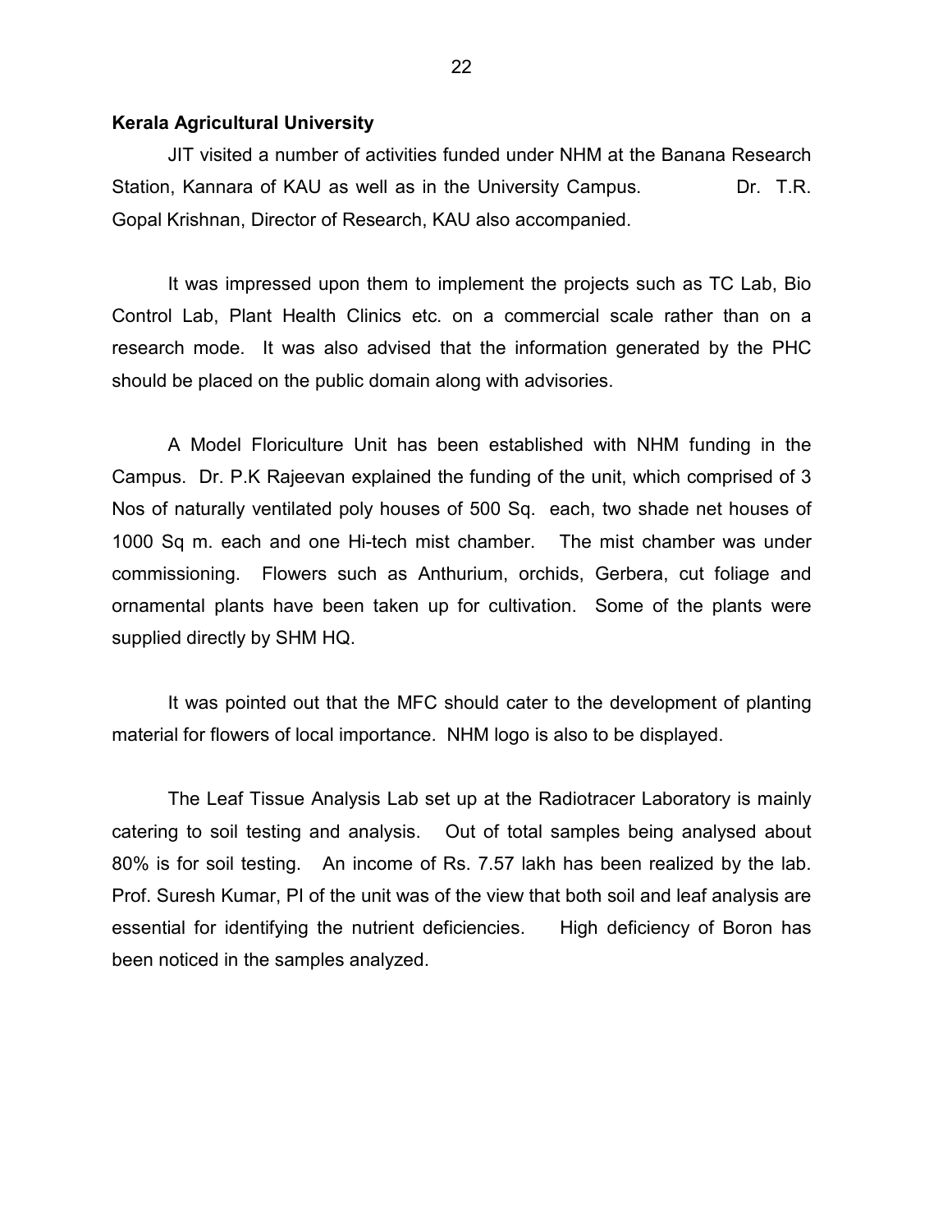**Kerala Agricultural University**

JIT visited a number of activities funded under NHM at the Banana Research Station, Kannara of KAU as well as in the University Campus. Dr. T.R. Gopal Krishnan, Director of Research, KAU also accompanied.

It was impressed upon them to implement the projects such as TC Lab, Bio Control Lab, Plant Health Clinics etc. on a commercial scale rather than on a research mode. It was also advised that the information generated by the PHC should be placed on the public domain along with advisories.

A Model Floriculture Unit has been established with NHM funding in the Campus. Dr. P.K Rajeevan explained the funding of the unit, which comprised of 3 Nos of naturally ventilated poly houses of 500 Sq. each, two shade net houses of 1000 Sq m. each and one Hi-tech mist chamber. The mist chamber was under commissioning. Flowers such as Anthurium, orchids, Gerbera, cut foliage and ornamental plants have been taken up for cultivation. Some of the plants were supplied directly by SHM HQ.

It was pointed out that the MFC should cater to the development of planting material for flowers of local importance. NHM logo is also to be displayed.

The Leaf Tissue Analysis Lab set up at the Radiotracer Laboratory is mainly catering to soil testing and analysis. Out of total samples being analysed about 80% is for soil testing. An income of Rs. 7.57 lakh has been realized by the lab. Prof. Suresh Kumar, PI of the unit was of the view that both soil and leaf analysis are essential for identifying the nutrient deficiencies. High deficiency of Boron has been noticed in the samples analyzed.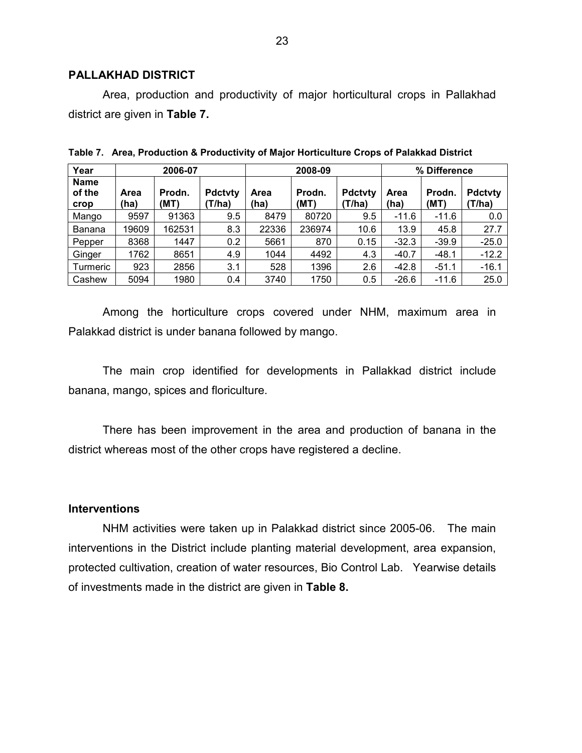## PALLAKHAD DISTRICT

Area, production and productivity of major horticultural crops in Pallakhad district are given in **Table 7.**

**Table 7. Area, Production & Productivity of Major Horticulture Crops of Palakkad District**

| Year | 2006-07 | | | 2008-09 | | | % Difference | | |
|---|---|---|---|---|---|---|---|---|---|
| Name of the crop | Area (ha) | Prodn. (MT) | Pdctvty (T/ha) | Area (ha) | Prodn. (MT) | Pdctvty (T/ha) | Area (ha) | Prodn. (MT) | Pdctvty (T/ha) |
| Mango | 9597 | 91363 | 9.5 | 8479 | 80720 | 9.5 | -11.6 | -11.6 | 0.0 |
| Banana | 19609 | 162531 | 8.3 | 22336 | 236974 | 10.6 | 13.9 | 45.8 | 27.7 |
| Pepper | 8368 | 1447 | 0.2 | 5661 | 870 | 0.15 | -32.3 | -39.9 | -25.0 |
| Ginger | 1762 | 8651 | 4.9 | 1044 | 4492 | 4.3 | -40.7 | -48.1 | -12.2 |
| Turmeric | 923 | 2856 | 3.1 | 528 | 1396 | 2.6 | -42.8 | -51.1 | -16.1 |
| Cashew | 5094 | 1980 | 0.4 | 3740 | 1750 | 0.5 | -26.6 | -11.6 | 25.0 |

Among the horticulture crops covered under NHM, maximum area in Palakkad district is under banana followed by mango.

The main crop identified for developments in Pallakkad district include banana, mango, spices and floriculture.

There has been improvement in the area and production of banana in the district whereas most of the other crops have registered a decline.

### Interventions

NHM activities were taken up in Palakkad district since 2005-06. The main interventions in the District include planting material development, area expansion, protected cultivation, creation of water resources, Bio Control Lab. Yearwise details of investments made in the district are given in **Table 8.**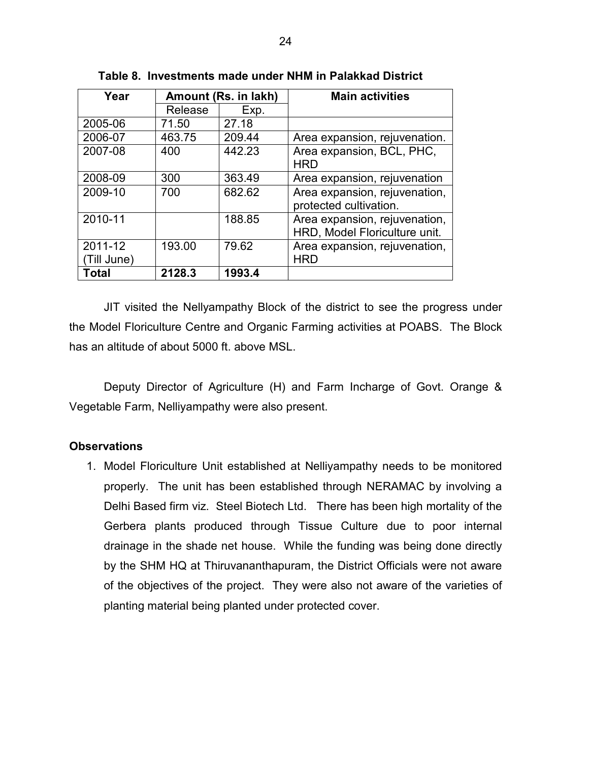**Table 8. Investments made under NHM in Palakkad District**

| Year | Amount (Rs. in lakh) | | Main activities |
|---|---|---|---|
| | Release | Exp. | |
| 2005-06 | 71.50 | 27.18 | |
| 2006-07 | 463.75 | 209.44 | Area expansion, rejuvenation. |
| 2007-08 | 400 | 442.23 | Area expansion, BCL, PHC, HRD |
| 2008-09 | 300 | 363.49 | Area expansion, rejuvenation |
| 2009-10 | 700 | 682.62 | Area expansion, rejuvenation, protected cultivation. |
| 2010-11 | | 188.85 | Area expansion, rejuvenation, HRD, Model Floriculture unit. |
| 2011-12 (Till June) | 193.00 | 79.62 | Area expansion, rejuvenation, HRD |
| **Total** | **2128.3** | **1993.4** | |

JIT visited the Nellyampathy Block of the district to see the progress under the Model Floriculture Centre and Organic Farming activities at POABS. The Block has an altitude of about 5000 ft. above MSL.

Deputy Director of Agriculture (H) and Farm Incharge of Govt. Orange & Vegetable Farm, Nelliyampathy were also present.

**Observations**

1. Model Floriculture Unit established at Nelliyampathy needs to be monitored properly. The unit has been established through NERAMAC by involving a Delhi Based firm viz. Steel Biotech Ltd. There has been high mortality of the Gerbera plants produced through Tissue Culture due to poor internal drainage in the shade net house. While the funding was being done directly by the SHM HQ at Thiruvananthapuram, the District Officials were not aware of the objectives of the project. They were also not aware of the varieties of planting material being planted under protected cover.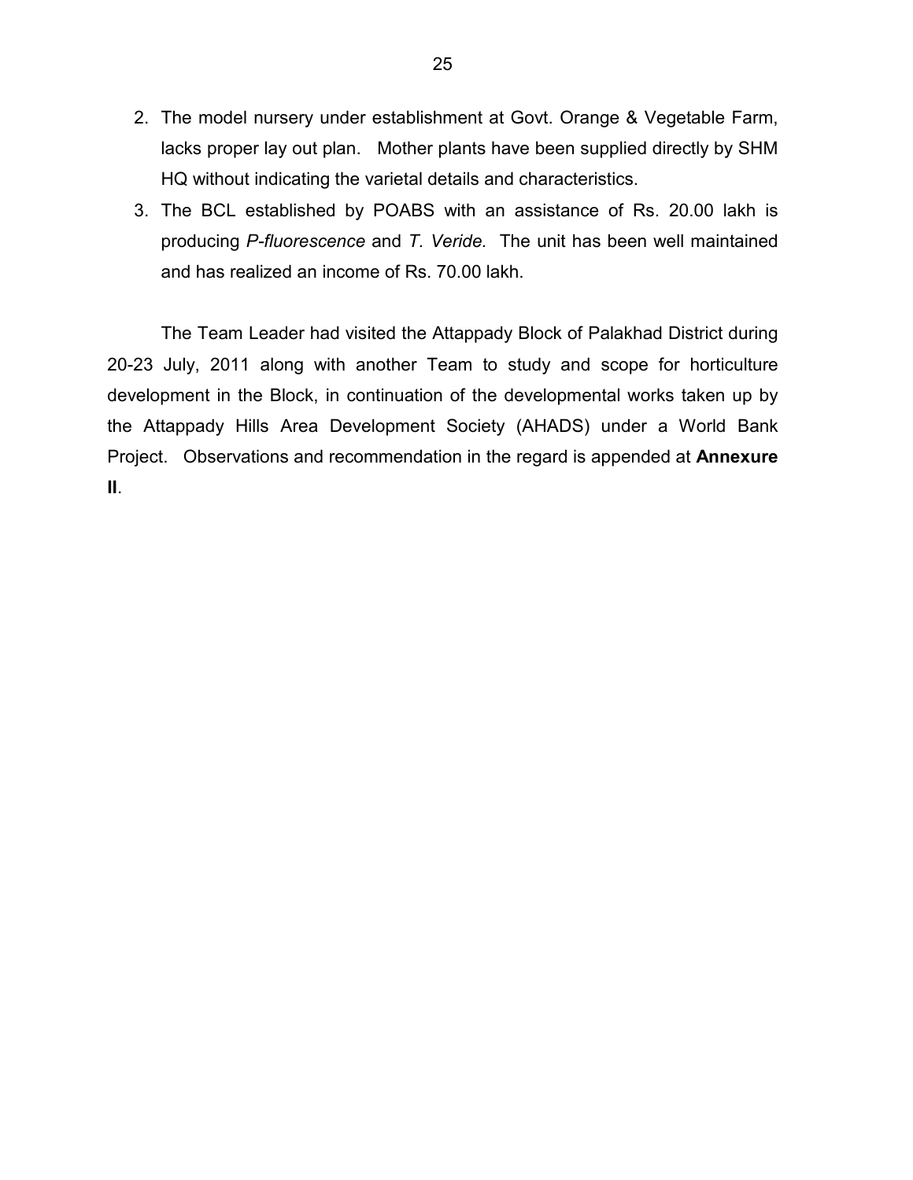2. The model nursery under establishment at Govt. Orange & Vegetable Farm, lacks proper lay out plan. Mother plants have been supplied directly by SHM HQ without indicating the varietal details and characteristics.
3. The BCL established by POABS with an assistance of Rs. 20.00 lakh is producing *P-fluorescence* and *T. Veride.* The unit has been well maintained and has realized an income of Rs. 70.00 lakh.

The Team Leader had visited the Attappady Block of Palakhad District during 20-23 July, 2011 along with another Team to study and scope for horticulture development in the Block, in continuation of the developmental works taken up by the Attappady Hills Area Development Society (AHADS) under a World Bank Project. Observations and recommendation in the regard is appended at **Annexure II**.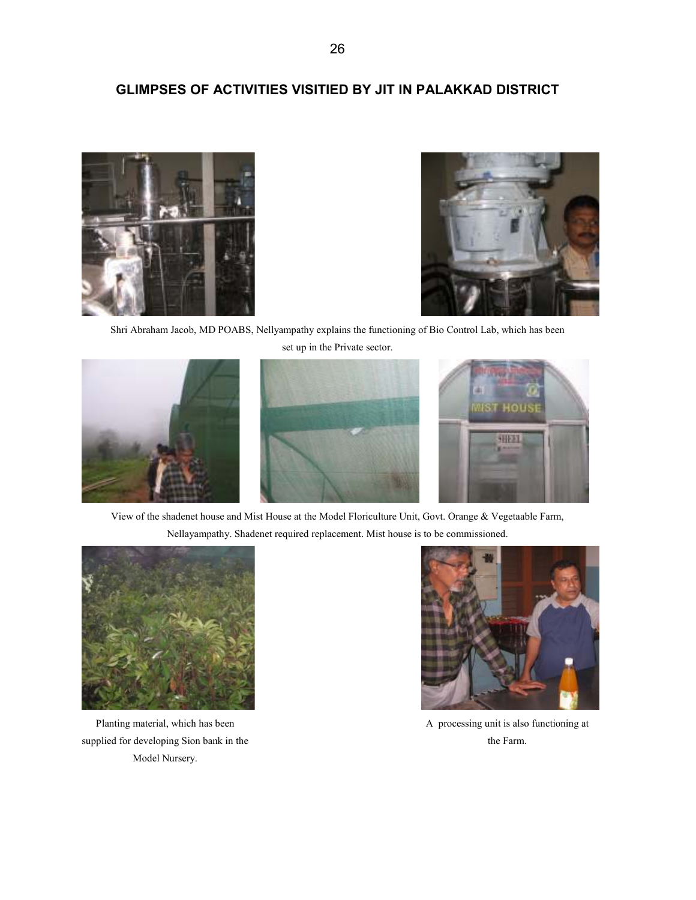## GLIMPSES OF ACTIVITIES VISITIED BY JIT IN PALAKKAD DISTRICT

Shri Abraham Jacob, MD POABS, Nellyampathy explains the functioning of Bio Control Lab, which has been set up in the Private sector.

View of the shadenet house and Mist House at the Model Floriculture Unit, Govt. Orange & Vegetaable Farm, Nellayampathy. Shadenet required replacement. Mist house is to be commissioned.

Planting material, which has been supplied for developing Sion bank in the Model Nursery.

A processing unit is also functioning at the Farm.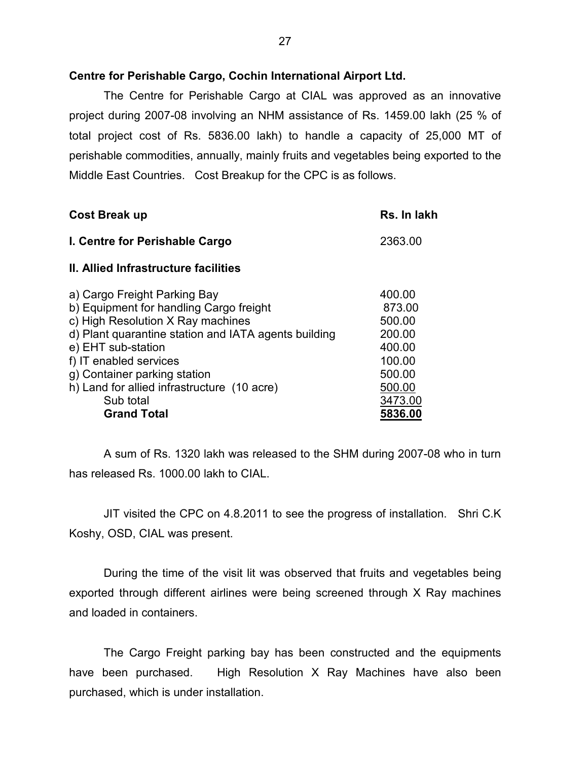**Centre for Perishable Cargo, Cochin International Airport Ltd.**

The Centre for Perishable Cargo at CIAL was approved as an innovative project during 2007-08 involving an NHM assistance of Rs. 1459.00 lakh (25 % of total project cost of Rs. 5836.00 lakh) to handle a capacity of 25,000 MT of perishable commodities, annually, mainly fruits and vegetables being exported to the Middle East Countries. Cost Breakup for the CPC is as follows.

| **Cost Break up** | **Rs. In lakh** |
|---|---|
| **I. Centre for Perishable Cargo** | 2363.00 |
| **II. Allied Infrastructure facilities** | |
| a) Cargo Freight Parking Bay | 400.00 |
| b) Equipment for handling Cargo freight | 873.00 |
| c) High Resolution X Ray machines | 500.00 |
| d) Plant quarantine station and IATA agents building | 200.00 |
| e) EHT sub-station | 400.00 |
| f) IT enabled services | 100.00 |
| g) Container parking station | 500.00 |
| h) Land for allied infrastructure (10 acre) | 500.00 |
| Sub total | 3473.00 |
| **Grand Total** | **5836.00** |

A sum of Rs. 1320 lakh was released to the SHM during 2007-08 who in turn has released Rs. 1000.00 lakh to CIAL.

JIT visited the CPC on 4.8.2011 to see the progress of installation. Shri C.K Koshy, OSD, CIAL was present.

During the time of the visit lit was observed that fruits and vegetables being exported through different airlines were being screened through X Ray machines and loaded in containers.

The Cargo Freight parking bay has been constructed and the equipments have been purchased. High Resolution X Ray Machines have also been purchased, which is under installation.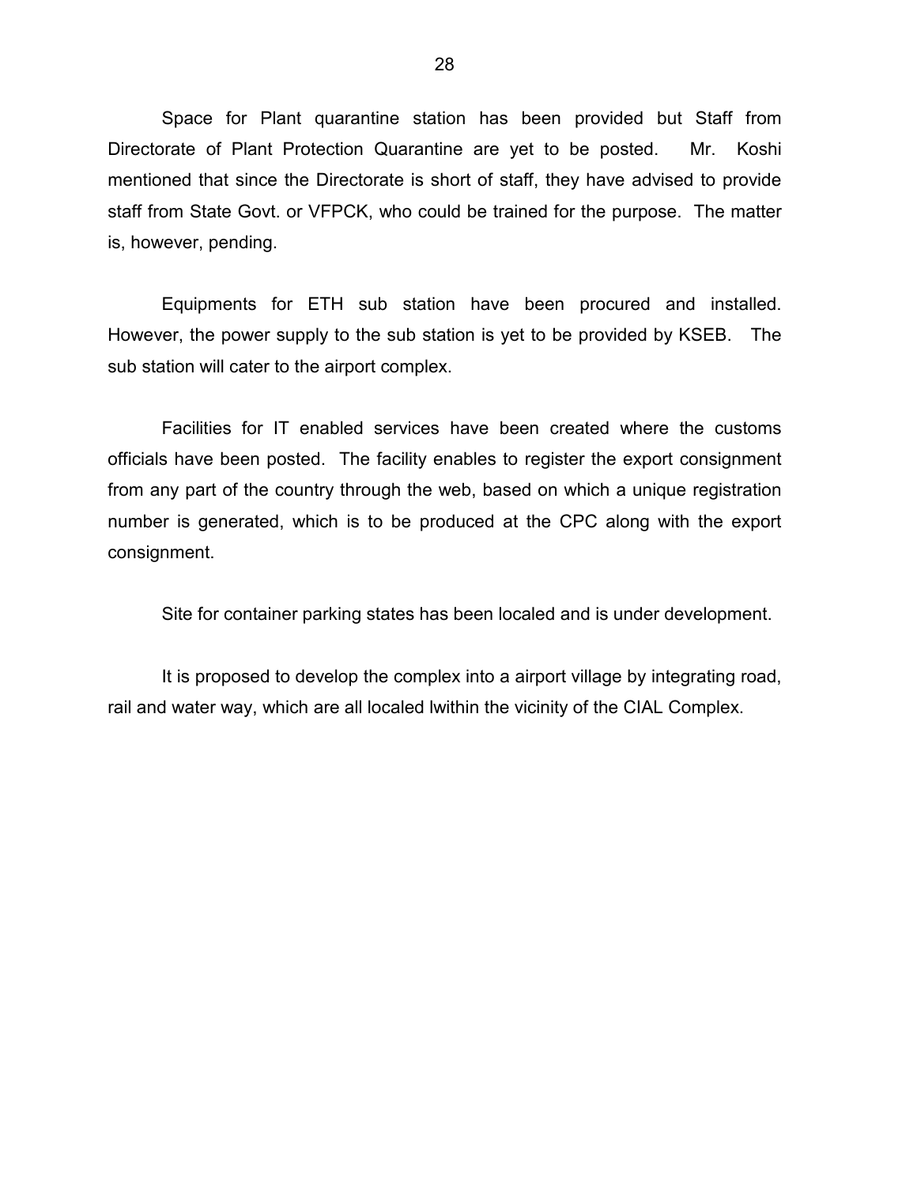Space for Plant quarantine station has been provided but Staff from Directorate of Plant Protection Quarantine are yet to be posted. Mr. Koshi mentioned that since the Directorate is short of staff, they have advised to provide staff from State Govt. or VFPCK, who could be trained for the purpose. The matter is, however, pending.

Equipments for ETH sub station have been procured and installed. However, the power supply to the sub station is yet to be provided by KSEB. The sub station will cater to the airport complex.

Facilities for IT enabled services have been created where the customs officials have been posted. The facility enables to register the export consignment from any part of the country through the web, based on which a unique registration number is generated, which is to be produced at the CPC along with the export consignment.

Site for container parking states has been localed and is under development.

It is proposed to develop the complex into a airport village by integrating road, rail and water way, which are all localed lwithin the vicinity of the CIAL Complex.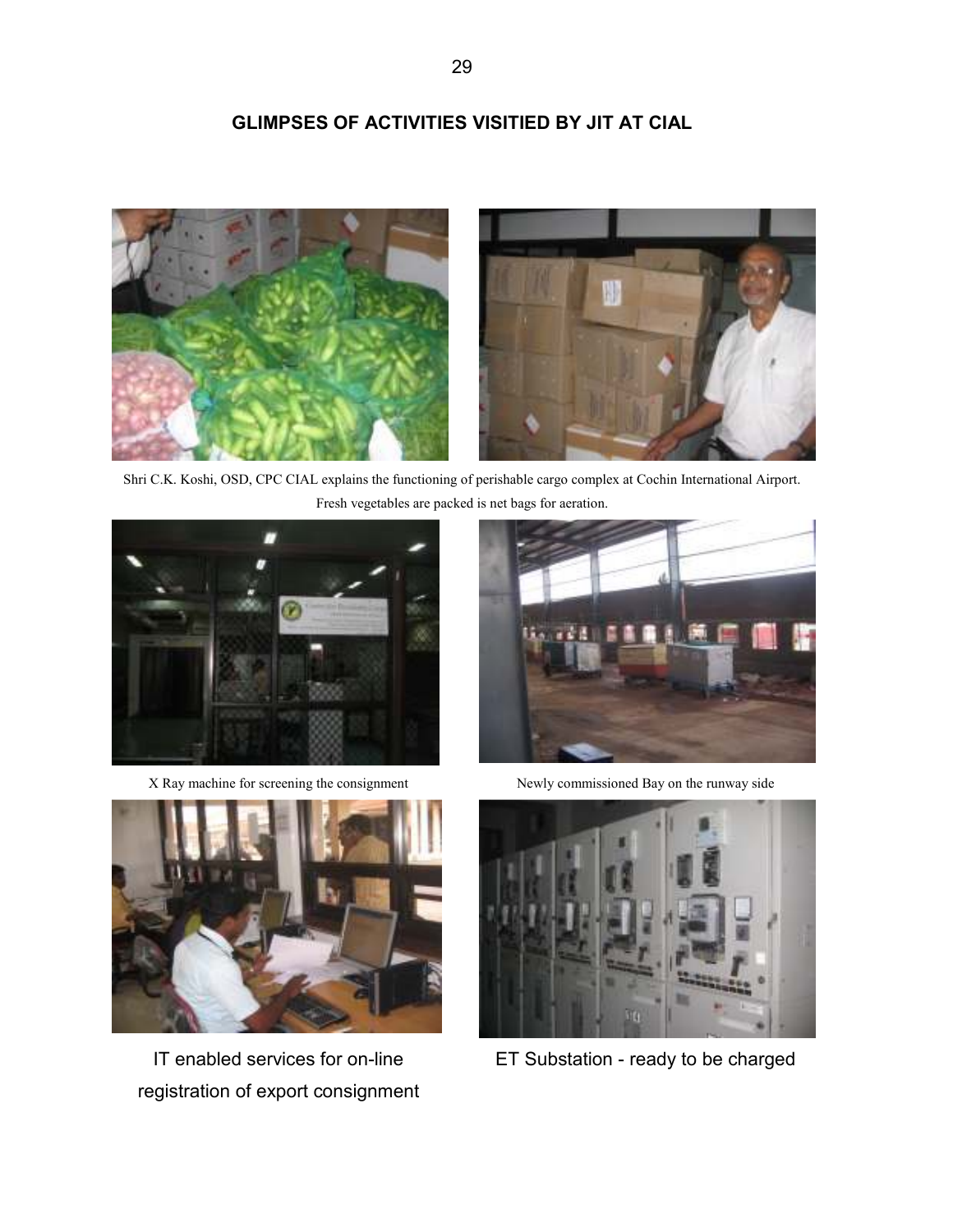## GLIMPSES OF ACTIVITIES VISITIED BY JIT AT CIAL

Shri C.K. Koshi, OSD, CPC CIAL explains the functioning of perishable cargo complex at Cochin International Airport. Fresh vegetables are packed is net bags for aeration.

X Ray machine for screening the consignment

Newly commissioned Bay on the runway side

IT enabled services for on-line registration of export consignment

ET Substation - ready to be charged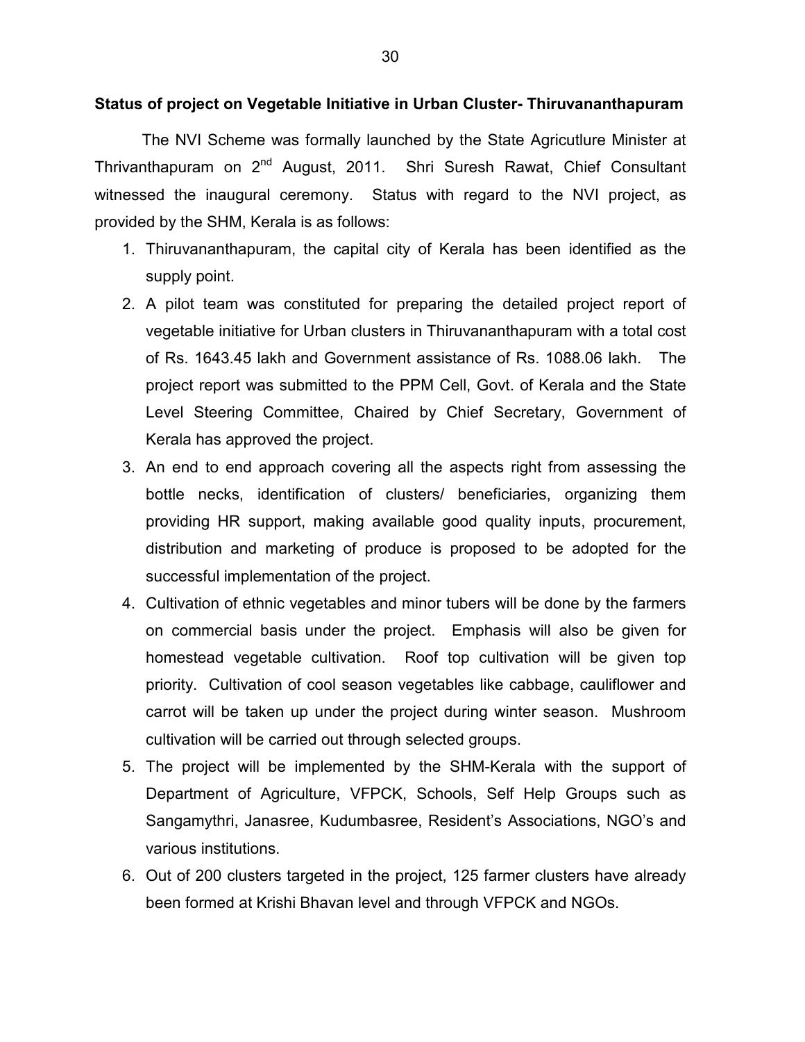**Status of project on Vegetable Initiative in Urban Cluster- Thiruvananthapuram**

The NVI Scheme was formally launched by the State Agricutlure Minister at Thrivanthapuram on 2nd August, 2011. Shri Suresh Rawat, Chief Consultant witnessed the inaugural ceremony. Status with regard to the NVI project, as provided by the SHM, Kerala is as follows:

1. Thiruvananthapuram, the capital city of Kerala has been identified as the supply point.
2. A pilot team was constituted for preparing the detailed project report of vegetable initiative for Urban clusters in Thiruvananthapuram with a total cost of Rs. 1643.45 lakh and Government assistance of Rs. 1088.06 lakh. The project report was submitted to the PPM Cell, Govt. of Kerala and the State Level Steering Committee, Chaired by Chief Secretary, Government of Kerala has approved the project.
3. An end to end approach covering all the aspects right from assessing the bottle necks, identification of clusters/ beneficiaries, organizing them providing HR support, making available good quality inputs, procurement, distribution and marketing of produce is proposed to be adopted for the successful implementation of the project.
4. Cultivation of ethnic vegetables and minor tubers will be done by the farmers on commercial basis under the project. Emphasis will also be given for homestead vegetable cultivation. Roof top cultivation will be given top priority. Cultivation of cool season vegetables like cabbage, cauliflower and carrot will be taken up under the project during winter season. Mushroom cultivation will be carried out through selected groups.
5. The project will be implemented by the SHM-Kerala with the support of Department of Agriculture, VFPCK, Schools, Self Help Groups such as Sangamythri, Janasree, Kudumbasree, Resident's Associations, NGO's and various institutions.
6. Out of 200 clusters targeted in the project, 125 farmer clusters have already been formed at Krishi Bhavan level and through VFPCK and NGOs.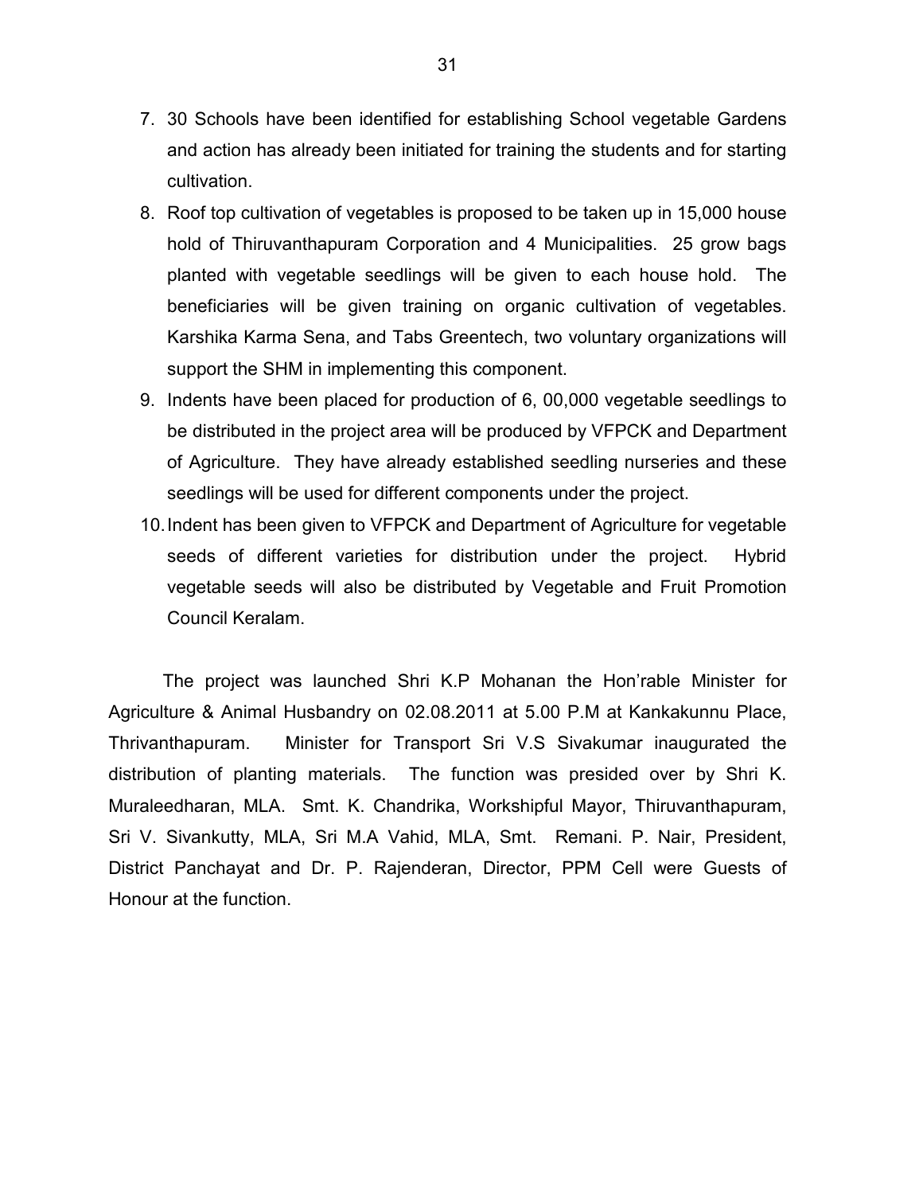7. 30 Schools have been identified for establishing School vegetable Gardens and action has already been initiated for training the students and for starting cultivation.
8. Roof top cultivation of vegetables is proposed to be taken up in 15,000 house hold of Thiruvanthapuram Corporation and 4 Municipalities. 25 grow bags planted with vegetable seedlings will be given to each house hold. The beneficiaries will be given training on organic cultivation of vegetables. Karshika Karma Sena, and Tabs Greentech, two voluntary organizations will support the SHM in implementing this component.
9. Indents have been placed for production of 6, 00,000 vegetable seedlings to be distributed in the project area will be produced by VFPCK and Department of Agriculture. They have already established seedling nurseries and these seedlings will be used for different components under the project.
10. Indent has been given to VFPCK and Department of Agriculture for vegetable seeds of different varieties for distribution under the project. Hybrid vegetable seeds will also be distributed by Vegetable and Fruit Promotion Council Keralam.

The project was launched Shri K.P Mohanan the Hon'rable Minister for Agriculture & Animal Husbandry on 02.08.2011 at 5.00 P.M at Kankakunnu Place, Thrivanthapuram. Minister for Transport Sri V.S Sivakumar inaugurated the distribution of planting materials. The function was presided over by Shri K. Muraleedharan, MLA. Smt. K. Chandrika, Workshipful Mayor, Thiruvanthapuram, Sri V. Sivankutty, MLA, Sri M.A Vahid, MLA, Smt. Remani. P. Nair, President, District Panchayat and Dr. P. Rajenderan, Director, PPM Cell were Guests of Honour at the function.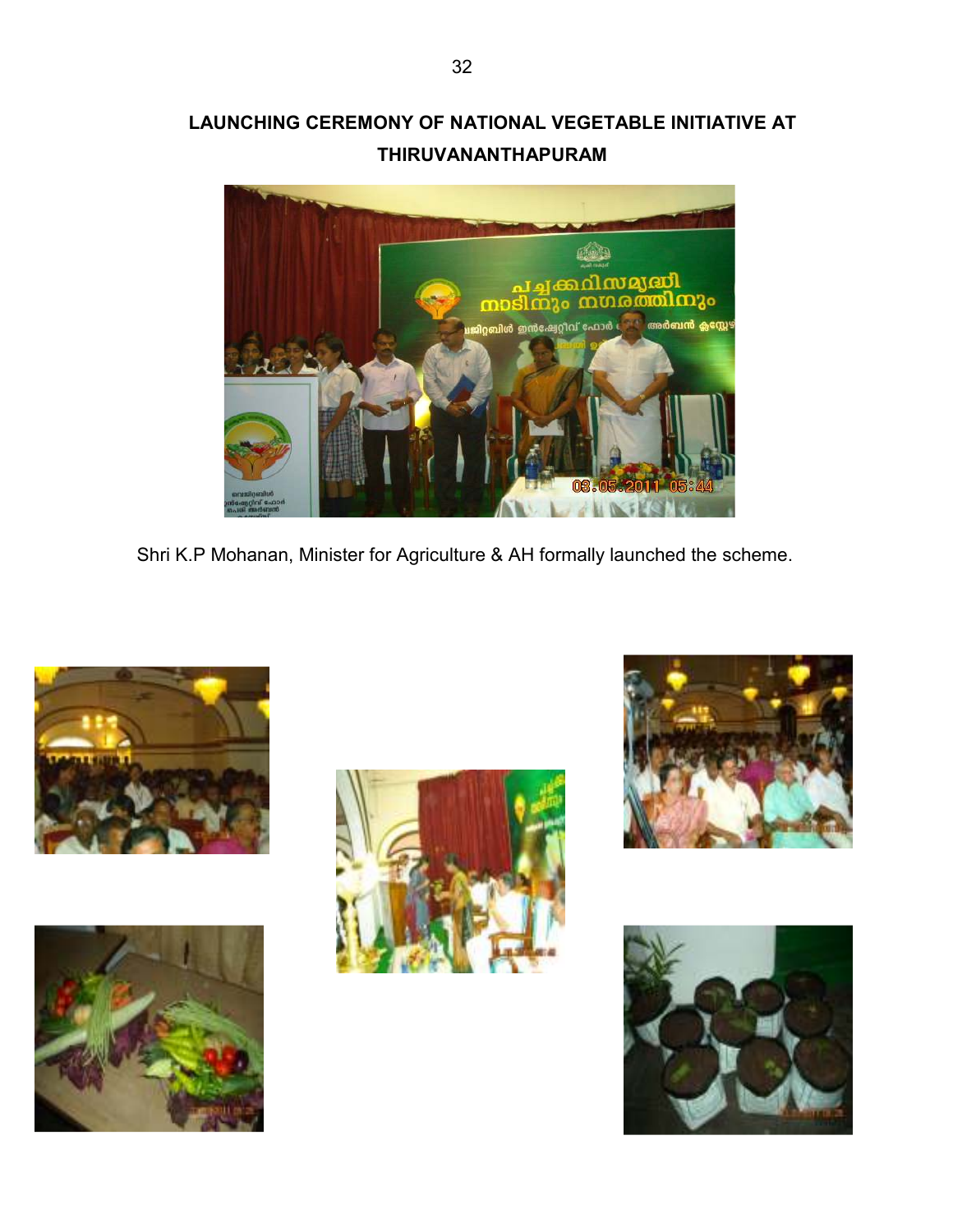# LAUNCHING CEREMONY OF NATIONAL VEGETABLE INITIATIVE AT THIRUVANANTHAPURAM

Shri K.P Mohanan, Minister for Agriculture & AH formally launched the scheme.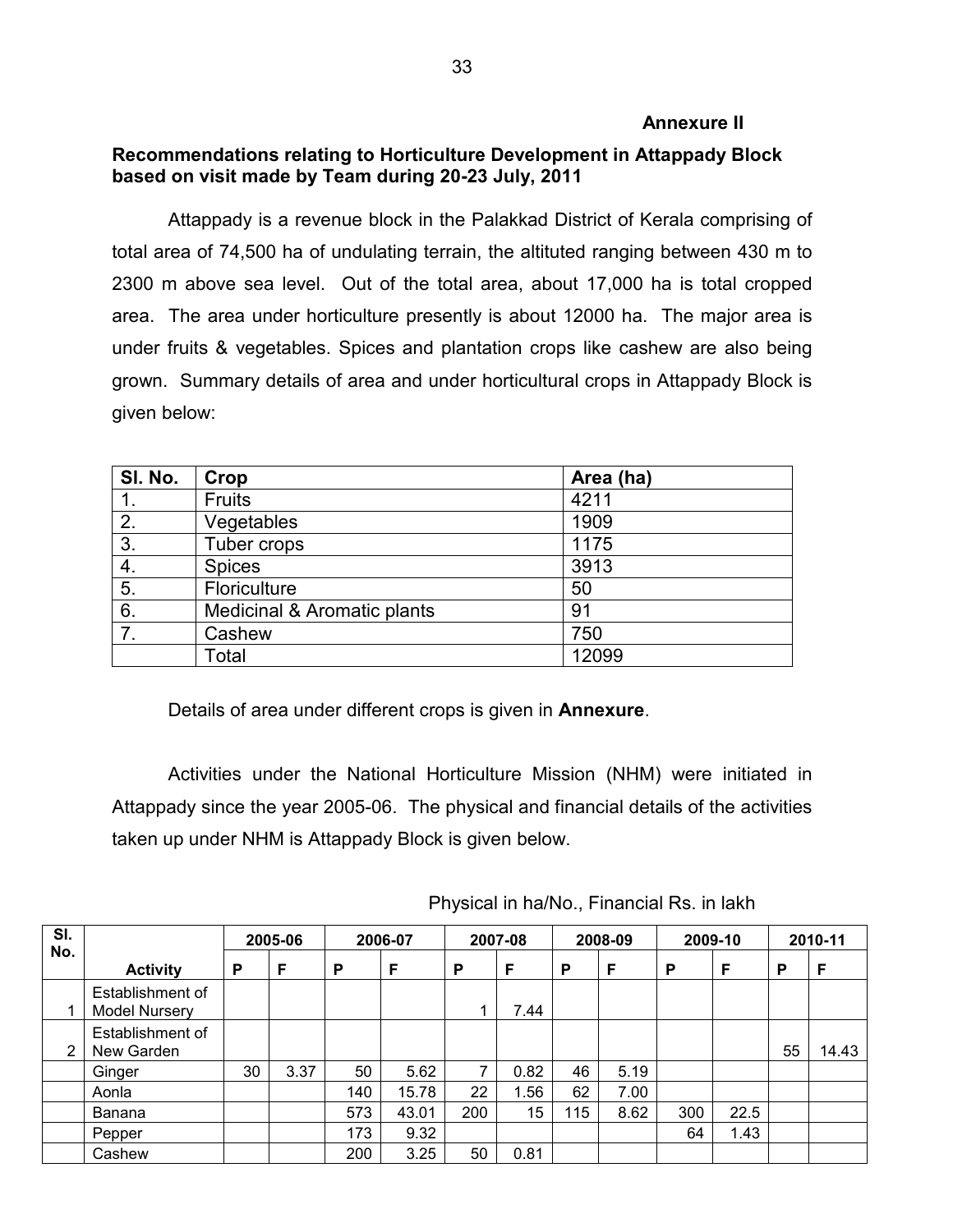**Annexure II**

**Recommendations relating to Horticulture Development in Attappady Block based on visit made by Team during 20-23 July, 2011**

Attappady is a revenue block in the Palakkad District of Kerala comprising of total area of 74,500 ha of undulating terrain, the altituted ranging between 430 m to 2300 m above sea level. Out of the total area, about 17,000 ha is total cropped area. The area under horticulture presently is about 12000 ha. The major area is under fruits & vegetables. Spices and plantation crops like cashew are also being grown. Summary details of area and under horticultural crops in Attappady Block is given below:

| Sl. No. | Crop | Area (ha) |
|---|---|---|
| 1. | Fruits | 4211 |
| 2. | Vegetables | 1909 |
| 3. | Tuber crops | 1175 |
| 4. | Spices | 3913 |
| 5. | Floriculture | 50 |
| 6. | Medicinal & Aromatic plants | 91 |
| 7. | Cashew | 750 |
| | Total | 12099 |

Details of area under different crops is given in **Annexure**.

Activities under the National Horticulture Mission (NHM) were initiated in Attappady since the year 2005-06. The physical and financial details of the activities taken up under NHM is Attappady Block is given below.

Physical in ha/No., Financial Rs. in lakh

| Sl. No. | | 2005-06 | | 2006-07 | | 2007-08 | | 2008-09 | | 2009-10 | | 2010-11 | |
|---|---|---|---|---|---|---|---|---|---|---|---|---|---|
| | **Activity** | **P** | **F** | **P** | **F** | **P** | **F** | **P** | **F** | **P** | **F** | **P** | **F** |
| 1 | Establishment of Model Nursery | | | | | 1 | 7.44 | | | | | | |
| 2 | Establishment of New Garden | | | | | | | | | | | 55 | 14.43 |
| | Ginger | 30 | 3.37 | 50 | 5.62 | 7 | 0.82 | 46 | 5.19 | | | | |
| | Aonla | | | 140 | 15.78 | 22 | 1.56 | 62 | 7.00 | | | | |
| | Banana | | | 573 | 43.01 | 200 | 15 | 115 | 8.62 | 300 | 22.5 | | |
| | Pepper | | | 173 | 9.32 | | | | | 64 | 1.43 | | |
| | Cashew | | | 200 | 3.25 | 50 | 0.81 | | | | | | |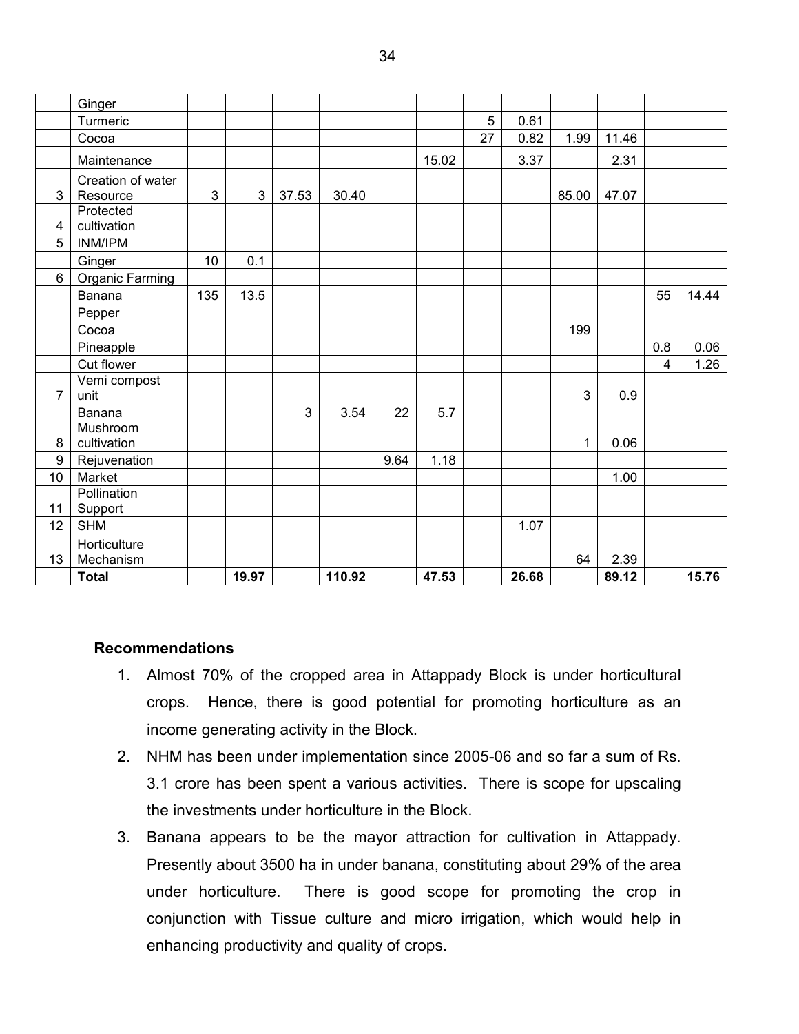| | | | | | | | | | | | | | |
|---|---|---|---|---|---|---|---|---|---|---|---|---|---|
| | Ginger | | | | | | | | | | | | |
| | Turmeric | | | | | | | 5 | 0.61 | | | | |
| | Cocoa | | | | | | | 27 | 0.82 | 1.99 | 11.46 | | |
| | Maintenance | | | | | | 15.02 | | 3.37 | | 2.31 | | |
| 3 | Creation of water Resource | 3 | 3 | 37.53 | 30.40 | | | | | 85.00 | 47.07 | | |
| 4 | Protected cultivation | | | | | | | | | | | | |
| 5 | INM/IPM | | | | | | | | | | | | |
| | Ginger | 10 | 0.1 | | | | | | | | | | |
| 6 | Organic Farming | | | | | | | | | | | | |
| | Banana | 135 | 13.5 | | | | | | | | | 55 | 14.44 |
| | Pepper | | | | | | | | | | | | |
| | Cocoa | | | | | | | | | 199 | | | |
| | Pineapple | | | | | | | | | | | 0.8 | 0.06 |
| | Cut flower | | | | | | | | | | | 4 | 1.26 |
| 7 | Vemi compost unit | | | | | | | | | 3 | 0.9 | | |
| | Banana | | | 3 | 3.54 | 22 | 5.7 | | | | | | |
| 8 | Mushroom cultivation | | | | | | | | | 1 | 0.06 | | |
| 9 | Rejuvenation | | | | | 9.64 | 1.18 | | | | | | |
| 10 | Market | | | | | | | | | | 1.00 | | |
| 11 | Pollination Support | | | | | | | | | | | | |
| 12 | SHM | | | | | | | | 1.07 | | | | |
| 13 | Horticulture Mechanism | | | | | | | | | 64 | 2.39 | | |
| | **Total** | | **19.97** | | **110.92** | | **47.53** | | **26.68** | | **89.12** | | **15.76** |

**Recommendations**

1. Almost 70% of the cropped area in Attappady Block is under horticultural crops. Hence, there is good potential for promoting horticulture as an income generating activity in the Block.
2. NHM has been under implementation since 2005-06 and so far a sum of Rs. 3.1 crore has been spent a various activities. There is scope for upscaling the investments under horticulture in the Block.
3. Banana appears to be the mayor attraction for cultivation in Attappady. Presently about 3500 ha in under banana, constituting about 29% of the area under horticulture. There is good scope for promoting the crop in conjunction with Tissue culture and micro irrigation, which would help in enhancing productivity and quality of crops.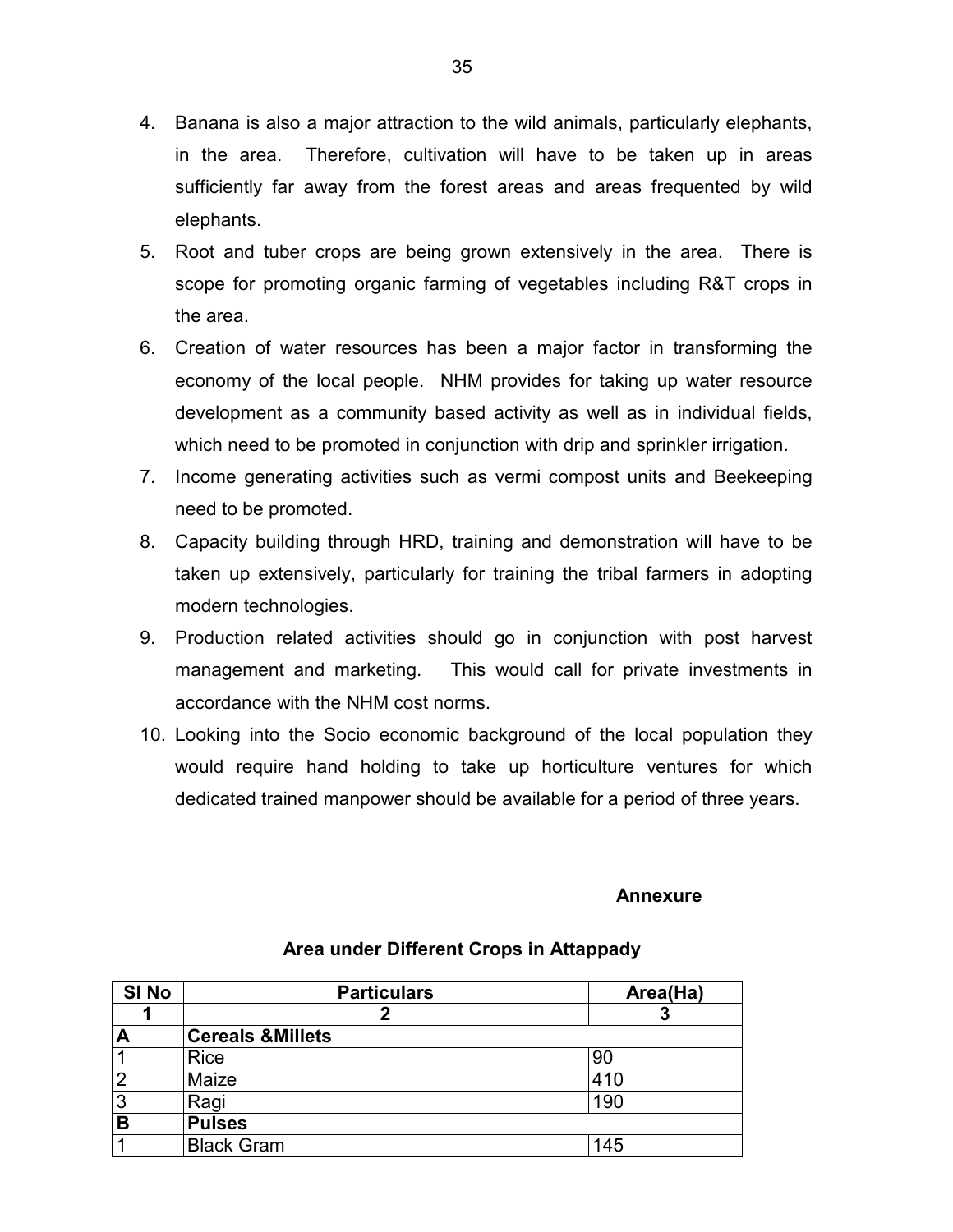4. Banana is also a major attraction to the wild animals, particularly elephants, in the area. Therefore, cultivation will have to be taken up in areas sufficiently far away from the forest areas and areas frequented by wild elephants.
5. Root and tuber crops are being grown extensively in the area. There is scope for promoting organic farming of vegetables including R&T crops in the area.
6. Creation of water resources has been a major factor in transforming the economy of the local people. NHM provides for taking up water resource development as a community based activity as well as in individual fields, which need to be promoted in conjunction with drip and sprinkler irrigation.
7. Income generating activities such as vermi compost units and Beekeeping need to be promoted.
8. Capacity building through HRD, training and demonstration will have to be taken up extensively, particularly for training the tribal farmers in adopting modern technologies.
9. Production related activities should go in conjunction with post harvest management and marketing. This would call for private investments in accordance with the NHM cost norms.
10. Looking into the Socio economic background of the local population they would require hand holding to take up horticulture ventures for which dedicated trained manpower should be available for a period of three years.

**Annexure**

**Area under Different Crops in Attappady**

| Sl No | Particulars | Area(Ha) |
|---|---|---|
| **1** | **2** | **3** |
| **A** | **Cereals &Millets** | |
| 1 | Rice | 90 |
| 2 | Maize | 410 |
| 3 | Ragi | 190 |
| **B** | **Pulses** | |
| 1 | Black Gram | 145 |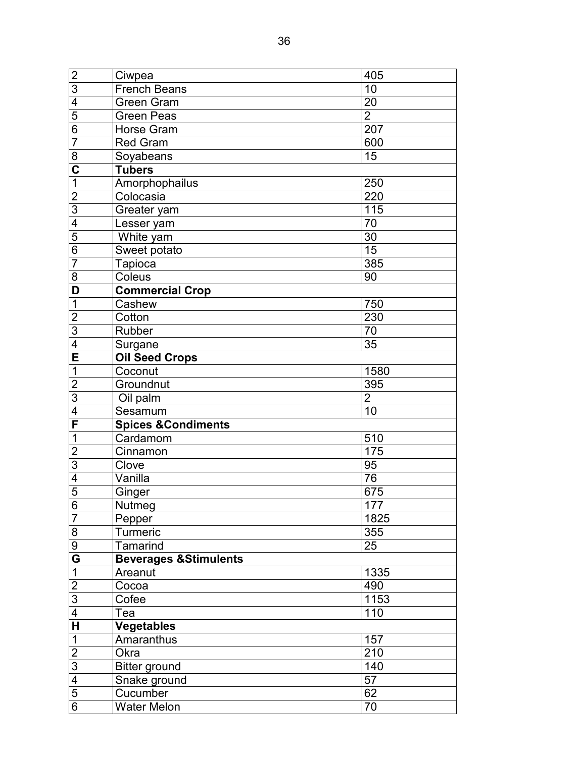| | | |
|---|---|---|
| 2 | Ciwpea | 405 |
| 3 | French Beans | 10 |
| 4 | Green Gram | 20 |
| 5 | Green Peas | 2 |
| 6 | Horse Gram | 207 |
| 7 | Red Gram | 600 |
| 8 | Soyabeans | 15 |
| **C** | **Tubers** | |
| 1 | Amorphophailus | 250 |
| 2 | Colocasia | 220 |
| 3 | Greater yam | 115 |
| 4 | Lesser yam | 70 |
| 5 | White yam | 30 |
| 6 | Sweet potato | 15 |
| 7 | Tapioca | 385 |
| 8 | Coleus | 90 |
| **D** | **Commercial Crop** | |
| 1 | Cashew | 750 |
| 2 | Cotton | 230 |
| 3 | Rubber | 70 |
| 4 | Surgane | 35 |
| **E** | **Oil Seed Crops** | |
| 1 | Coconut | 1580 |
| 2 | Groundnut | 395 |
| 3 | Oil palm | 2 |
| 4 | Sesamum | 10 |
| **F** | **Spices &Condiments** | |
| 1 | Cardamom | 510 |
| 2 | Cinnamon | 175 |
| 3 | Clove | 95 |
| 4 | Vanilla | 76 |
| 5 | Ginger | 675 |
| 6 | Nutmeg | 177 |
| 7 | Pepper | 1825 |
| 8 | Turmeric | 355 |
| 9 | Tamarind | 25 |
| **G** | **Beverages &Stimulents** | |
| 1 | Areanut | 1335 |
| 2 | Cocoa | 490 |
| 3 | Cofee | 1153 |
| 4 | Tea | 110 |
| **H** | **Vegetables** | |
| 1 | Amaranthus | 157 |
| 2 | Okra | 210 |
| 3 | Bitter ground | 140 |
| 4 | Snake ground | 57 |
| 5 | Cucumber | 62 |
| 6 | Water Melon | 70 |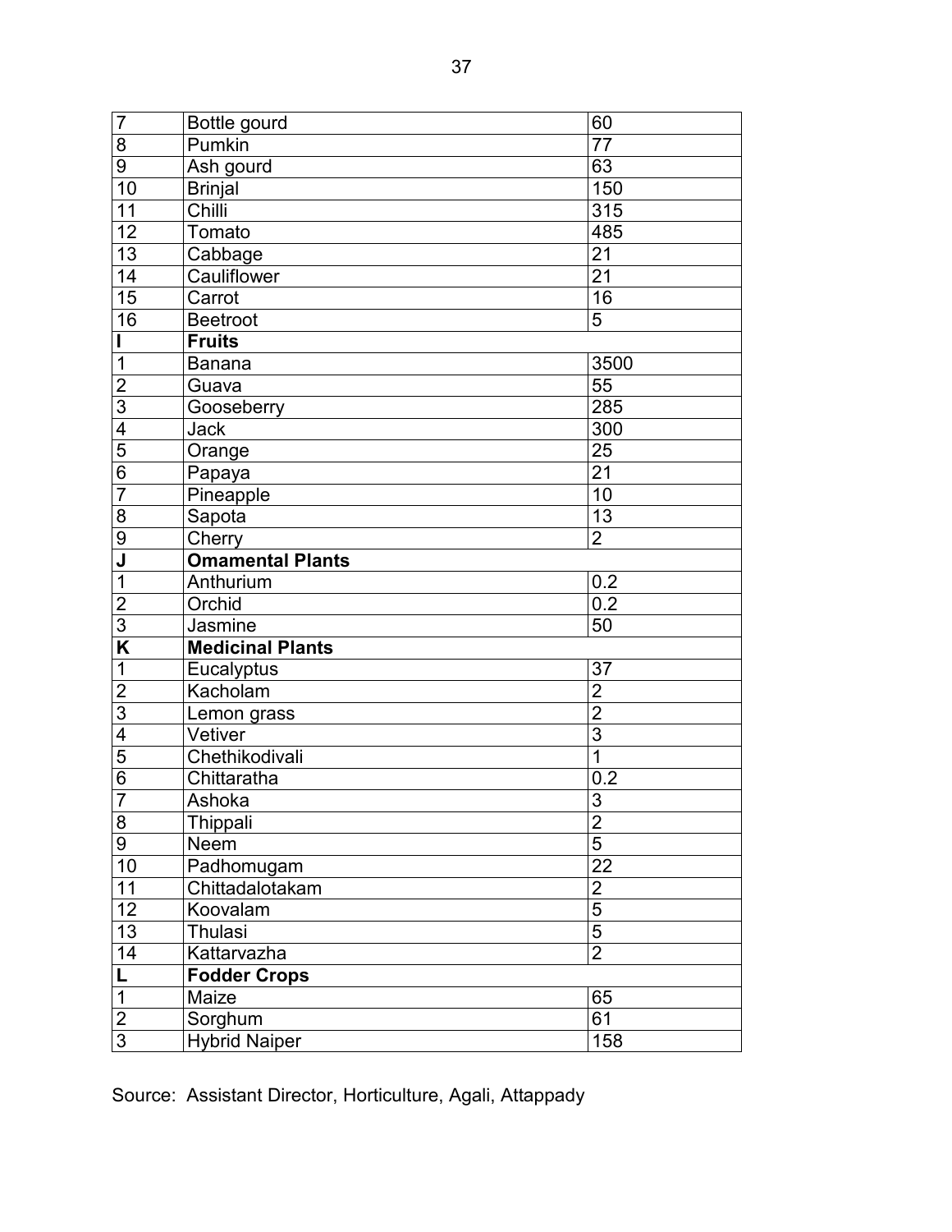| | | |
|---|---|---|
| 7 | Bottle gourd | 60 |
| 8 | Pumkin | 77 |
| 9 | Ash gourd | 63 |
| 10 | Brinjal | 150 |
| 11 | Chilli | 315 |
| 12 | Tomato | 485 |
| 13 | Cabbage | 21 |
| 14 | Cauliflower | 21 |
| 15 | Carrot | 16 |
| 16 | Beetroot | 5 |
| **I** | **Fruits** | |
| 1 | Banana | 3500 |
| 2 | Guava | 55 |
| 3 | Gooseberry | 285 |
| 4 | Jack | 300 |
| 5 | Orange | 25 |
| 6 | Papaya | 21 |
| 7 | Pineapple | 10 |
| 8 | Sapota | 13 |
| 9 | Cherry | 2 |
| **J** | **Omamental Plants** | |
| 1 | Anthurium | 0.2 |
| 2 | Orchid | 0.2 |
| 3 | Jasmine | 50 |
| **K** | **Medicinal Plants** | |
| 1 | Eucalyptus | 37 |
| 2 | Kacholam | 2 |
| 3 | Lemon grass | 2 |
| 4 | Vetiver | 3 |
| 5 | Chethikodivali | 1 |
| 6 | Chittaratha | 0.2 |
| 7 | Ashoka | 3 |
| 8 | Thippali | 2 |
| 9 | Neem | 5 |
| 10 | Padhomugam | 22 |
| 11 | Chittadalotakam | 2 |
| 12 | Koovalam | 5 |
| 13 | Thulasi | 5 |
| 14 | Kattarvazha | 2 |
| **L** | **Fodder Crops** | |
| 1 | Maize | 65 |
| 2 | Sorghum | 61 |
| 3 | Hybrid Naiper | 158 |

Source: Assistant Director, Horticulture, Agali, Attappady